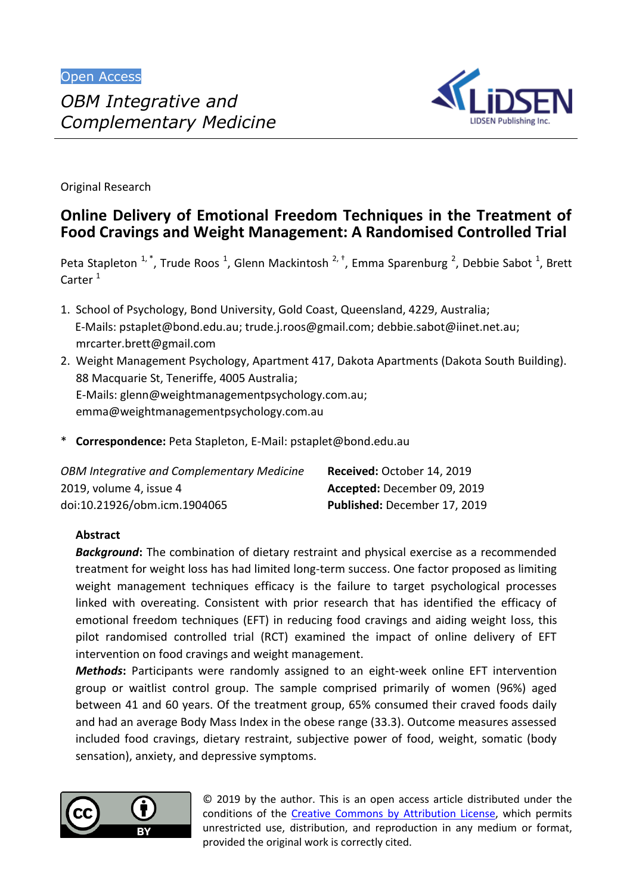Open Access

*OBM Integrative and Complementary Medicine*

Original Research

# Online Delivery of Emotional Freedom Techniques in the Treatment of Food Cravings and Weight Management: A Randomised Controlled Trial

Peta Stapleton [1,*], Trude Roos [1], Glenn Mackintosh [2,†], Emma Sparenburg [2], Debbie Sabot [1], Brett Carter [1]

1. School of Psychology, Bond University, Gold Coast, Queensland, 4229, Australia; E-Mails: pstaplet@bond.edu.au; trude.j.roos@gmail.com; debbie.sabot@iinet.net.au; mrcarter.brett@gmail.com
2. Weight Management Psychology, Apartment 417, Dakota Apartments (Dakota South Building). 88 Macquarie St, Teneriffe, 4005 Australia; E-Mails: glenn@weightmanagementpsychology.com.au; emma@weightmanagementpsychology.com.au

\* **Correspondence:** Peta Stapleton, E-Mail: pstaplet@bond.edu.au

*OBM Integrative and Complementary Medicine*
2019, volume 4, issue 4
doi:10.21926/obm.icm.1904065

**Received:** October 14, 2019
**Accepted:** December 09, 2019
**Published:** December 17, 2019

## Abstract

***Background*:** The combination of dietary restraint and physical exercise as a recommended treatment for weight loss has had limited long-term success. One factor proposed as limiting weight management techniques efficacy is the failure to target psychological processes linked with overeating. Consistent with prior research that has identified the efficacy of emotional freedom techniques (EFT) in reducing food cravings and aiding weight loss, this pilot randomised controlled trial (RCT) examined the impact of online delivery of EFT intervention on food cravings and weight management.

***Methods*:** Participants were randomly assigned to an eight-week online EFT intervention group or waitlist control group. The sample comprised primarily of women (96%) aged between 41 and 60 years. Of the treatment group, 65% consumed their craved foods daily and had an average Body Mass Index in the obese range (33.3). Outcome measures assessed included food cravings, dietary restraint, subjective power of food, weight, somatic (body sensation), anxiety, and depressive symptoms.

© 2019 by the author. This is an open access article distributed under the conditions of the Creative Commons by Attribution License, which permits unrestricted use, distribution, and reproduction in any medium or format, provided the original work is correctly cited.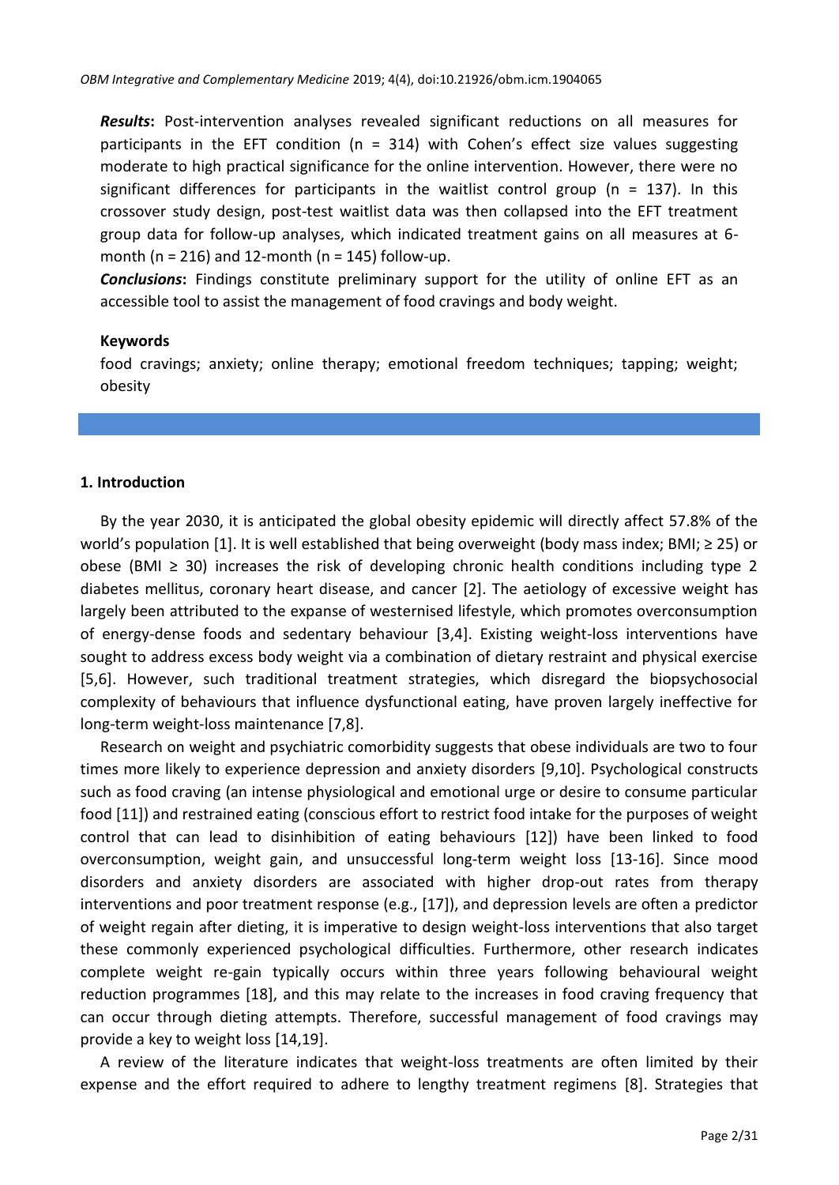***Results*:** Post-intervention analyses revealed significant reductions on all measures for participants in the EFT condition (n = 314) with Cohen's effect size values suggesting moderate to high practical significance for the online intervention. However, there were no significant differences for participants in the waitlist control group (n = 137). In this crossover study design, post-test waitlist data was then collapsed into the EFT treatment group data for follow-up analyses, which indicated treatment gains on all measures at 6-month (n = 216) and 12-month (n = 145) follow-up.

***Conclusions*:** Findings constitute preliminary support for the utility of online EFT as an accessible tool to assist the management of food cravings and body weight.

**Keywords**

food cravings; anxiety; online therapy; emotional freedom techniques; tapping; weight; obesity

## 1. Introduction

By the year 2030, it is anticipated the global obesity epidemic will directly affect 57.8% of the world's population [1]. It is well established that being overweight (body mass index; BMI; ≥ 25) or obese (BMI ≥ 30) increases the risk of developing chronic health conditions including type 2 diabetes mellitus, coronary heart disease, and cancer [2]. The aetiology of excessive weight has largely been attributed to the expanse of westernised lifestyle, which promotes overconsumption of energy-dense foods and sedentary behaviour [3,4]. Existing weight-loss interventions have sought to address excess body weight via a combination of dietary restraint and physical exercise [5,6]. However, such traditional treatment strategies, which disregard the biopsychosocial complexity of behaviours that influence dysfunctional eating, have proven largely ineffective for long-term weight-loss maintenance [7,8].

Research on weight and psychiatric comorbidity suggests that obese individuals are two to four times more likely to experience depression and anxiety disorders [9,10]. Psychological constructs such as food craving (an intense physiological and emotional urge or desire to consume particular food [11]) and restrained eating (conscious effort to restrict food intake for the purposes of weight control that can lead to disinhibition of eating behaviours [12]) have been linked to food overconsumption, weight gain, and unsuccessful long-term weight loss [13-16]. Since mood disorders and anxiety disorders are associated with higher drop-out rates from therapy interventions and poor treatment response (e.g., [17]), and depression levels are often a predictor of weight regain after dieting, it is imperative to design weight-loss interventions that also target these commonly experienced psychological difficulties. Furthermore, other research indicates complete weight re-gain typically occurs within three years following behavioural weight reduction programmes [18], and this may relate to the increases in food craving frequency that can occur through dieting attempts. Therefore, successful management of food cravings may provide a key to weight loss [14,19].

A review of the literature indicates that weight-loss treatments are often limited by their expense and the effort required to adhere to lengthy treatment regimens [8]. Strategies that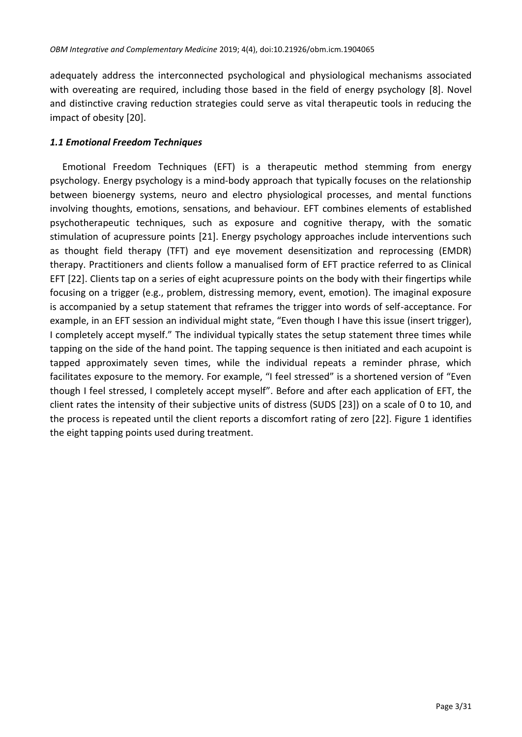adequately address the interconnected psychological and physiological mechanisms associated with overeating are required, including those based in the field of energy psychology [8]. Novel and distinctive craving reduction strategies could serve as vital therapeutic tools in reducing the impact of obesity [20].

### *1.1 Emotional Freedom Techniques*

Emotional Freedom Techniques (EFT) is a therapeutic method stemming from energy psychology. Energy psychology is a mind-body approach that typically focuses on the relationship between bioenergy systems, neuro and electro physiological processes, and mental functions involving thoughts, emotions, sensations, and behaviour. EFT combines elements of established psychotherapeutic techniques, such as exposure and cognitive therapy, with the somatic stimulation of acupressure points [21]. Energy psychology approaches include interventions such as thought field therapy (TFT) and eye movement desensitization and reprocessing (EMDR) therapy. Practitioners and clients follow a manualised form of EFT practice referred to as Clinical EFT [22]. Clients tap on a series of eight acupressure points on the body with their fingertips while focusing on a trigger (e.g., problem, distressing memory, event, emotion). The imaginal exposure is accompanied by a setup statement that reframes the trigger into words of self-acceptance. For example, in an EFT session an individual might state, "Even though I have this issue (insert trigger), I completely accept myself." The individual typically states the setup statement three times while tapping on the side of the hand point. The tapping sequence is then initiated and each acupoint is tapped approximately seven times, while the individual repeats a reminder phrase, which facilitates exposure to the memory. For example, "I feel stressed" is a shortened version of "Even though I feel stressed, I completely accept myself". Before and after each application of EFT, the client rates the intensity of their subjective units of distress (SUDS [23]) on a scale of 0 to 10, and the process is repeated until the client reports a discomfort rating of zero [22]. Figure 1 identifies the eight tapping points used during treatment.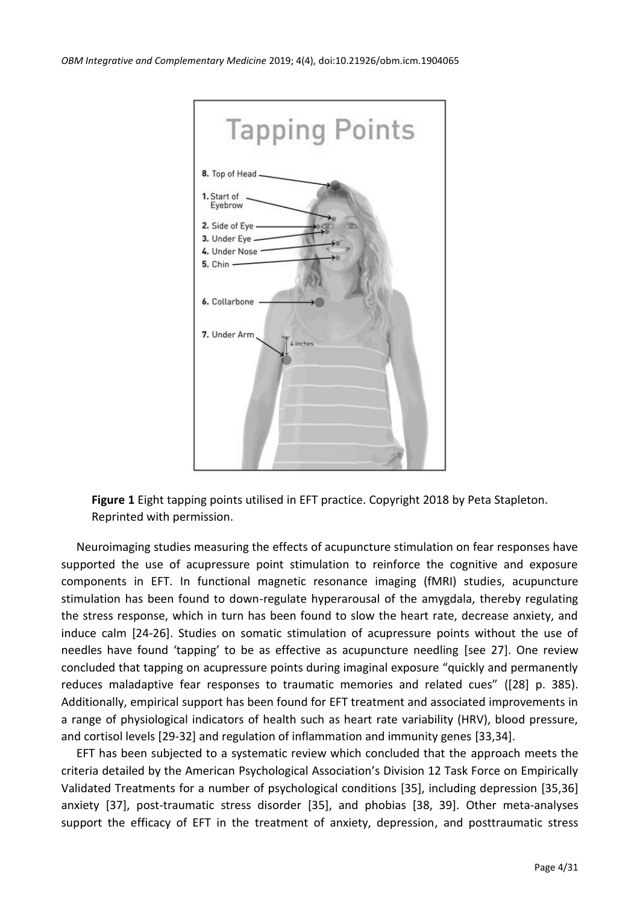**Figure 1** Eight tapping points utilised in EFT practice. Copyright 2018 by Peta Stapleton. Reprinted with permission.

Neuroimaging studies measuring the effects of acupuncture stimulation on fear responses have supported the use of acupressure point stimulation to reinforce the cognitive and exposure components in EFT. In functional magnetic resonance imaging (fMRI) studies, acupuncture stimulation has been found to down-regulate hyperarousal of the amygdala, thereby regulating the stress response, which in turn has been found to slow the heart rate, decrease anxiety, and induce calm [24-26]. Studies on somatic stimulation of acupressure points without the use of needles have found 'tapping' to be as effective as acupuncture needling [see 27]. One review concluded that tapping on acupressure points during imaginal exposure "quickly and permanently reduces maladaptive fear responses to traumatic memories and related cues" ([28] p. 385). Additionally, empirical support has been found for EFT treatment and associated improvements in a range of physiological indicators of health such as heart rate variability (HRV), blood pressure, and cortisol levels [29-32] and regulation of inflammation and immunity genes [33,34].

EFT has been subjected to a systematic review which concluded that the approach meets the criteria detailed by the American Psychological Association's Division 12 Task Force on Empirically Validated Treatments for a number of psychological conditions [35], including depression [35,36] anxiety [37], post-traumatic stress disorder [35], and phobias [38, 39]. Other meta-analyses support the efficacy of EFT in the treatment of anxiety, depression, and posttraumatic stress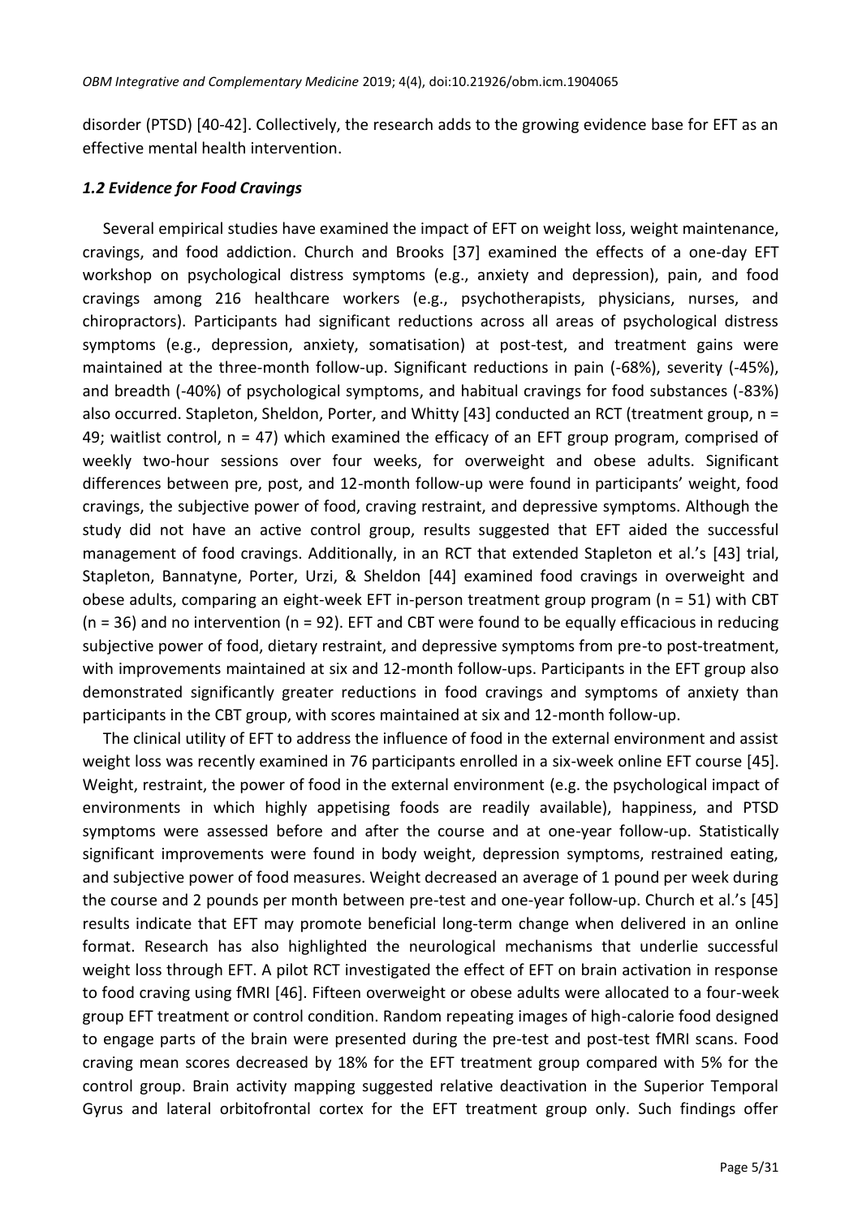disorder (PTSD) [40-42]. Collectively, the research adds to the growing evidence base for EFT as an effective mental health intervention.

### *1.2 Evidence for Food Cravings*

Several empirical studies have examined the impact of EFT on weight loss, weight maintenance, cravings, and food addiction. Church and Brooks [37] examined the effects of a one-day EFT workshop on psychological distress symptoms (e.g., anxiety and depression), pain, and food cravings among 216 healthcare workers (e.g., psychotherapists, physicians, nurses, and chiropractors). Participants had significant reductions across all areas of psychological distress symptoms (e.g., depression, anxiety, somatisation) at post-test, and treatment gains were maintained at the three-month follow-up. Significant reductions in pain (-68%), severity (-45%), and breadth (-40%) of psychological symptoms, and habitual cravings for food substances (-83%) also occurred. Stapleton, Sheldon, Porter, and Whitty [43] conducted an RCT (treatment group, n = 49; waitlist control, n = 47) which examined the efficacy of an EFT group program, comprised of weekly two-hour sessions over four weeks, for overweight and obese adults. Significant differences between pre, post, and 12-month follow-up were found in participants' weight, food cravings, the subjective power of food, craving restraint, and depressive symptoms. Although the study did not have an active control group, results suggested that EFT aided the successful management of food cravings. Additionally, in an RCT that extended Stapleton et al.'s [43] trial, Stapleton, Bannatyne, Porter, Urzi, & Sheldon [44] examined food cravings in overweight and obese adults, comparing an eight-week EFT in-person treatment group program (n = 51) with CBT (n = 36) and no intervention (n = 92). EFT and CBT were found to be equally efficacious in reducing subjective power of food, dietary restraint, and depressive symptoms from pre-to post-treatment, with improvements maintained at six and 12-month follow-ups. Participants in the EFT group also demonstrated significantly greater reductions in food cravings and symptoms of anxiety than participants in the CBT group, with scores maintained at six and 12-month follow-up.

The clinical utility of EFT to address the influence of food in the external environment and assist weight loss was recently examined in 76 participants enrolled in a six-week online EFT course [45]. Weight, restraint, the power of food in the external environment (e.g. the psychological impact of environments in which highly appetising foods are readily available), happiness, and PTSD symptoms were assessed before and after the course and at one-year follow-up. Statistically significant improvements were found in body weight, depression symptoms, restrained eating, and subjective power of food measures. Weight decreased an average of 1 pound per week during the course and 2 pounds per month between pre-test and one-year follow-up. Church et al.'s [45] results indicate that EFT may promote beneficial long-term change when delivered in an online format. Research has also highlighted the neurological mechanisms that underlie successful weight loss through EFT. A pilot RCT investigated the effect of EFT on brain activation in response to food craving using fMRI [46]. Fifteen overweight or obese adults were allocated to a four-week group EFT treatment or control condition. Random repeating images of high-calorie food designed to engage parts of the brain were presented during the pre-test and post-test fMRI scans. Food craving mean scores decreased by 18% for the EFT treatment group compared with 5% for the control group. Brain activity mapping suggested relative deactivation in the Superior Temporal Gyrus and lateral orbitofrontal cortex for the EFT treatment group only. Such findings offer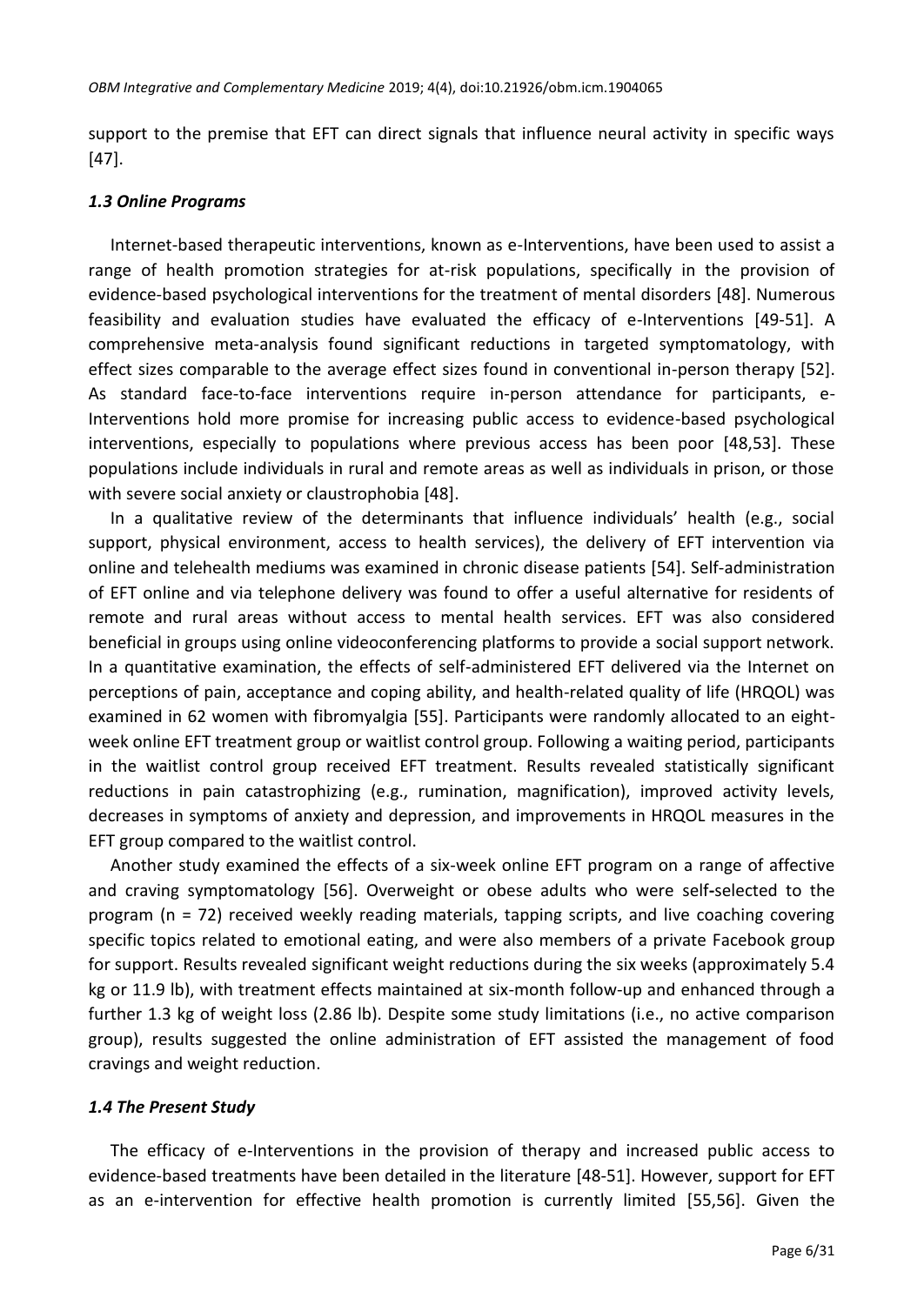support to the premise that EFT can direct signals that influence neural activity in specific ways [47].

### *1.3 Online Programs*

Internet-based therapeutic interventions, known as e-Interventions, have been used to assist a range of health promotion strategies for at-risk populations, specifically in the provision of evidence-based psychological interventions for the treatment of mental disorders [48]. Numerous feasibility and evaluation studies have evaluated the efficacy of e-Interventions [49-51]. A comprehensive meta-analysis found significant reductions in targeted symptomatology, with effect sizes comparable to the average effect sizes found in conventional in-person therapy [52]. As standard face-to-face interventions require in-person attendance for participants, e-Interventions hold more promise for increasing public access to evidence-based psychological interventions, especially to populations where previous access has been poor [48,53]. These populations include individuals in rural and remote areas as well as individuals in prison, or those with severe social anxiety or claustrophobia [48].

In a qualitative review of the determinants that influence individuals' health (e.g., social support, physical environment, access to health services), the delivery of EFT intervention via online and telehealth mediums was examined in chronic disease patients [54]. Self-administration of EFT online and via telephone delivery was found to offer a useful alternative for residents of remote and rural areas without access to mental health services. EFT was also considered beneficial in groups using online videoconferencing platforms to provide a social support network. In a quantitative examination, the effects of self-administered EFT delivered via the Internet on perceptions of pain, acceptance and coping ability, and health-related quality of life (HRQOL) was examined in 62 women with fibromyalgia [55]. Participants were randomly allocated to an eight-week online EFT treatment group or waitlist control group. Following a waiting period, participants in the waitlist control group received EFT treatment. Results revealed statistically significant reductions in pain catastrophizing (e.g., rumination, magnification), improved activity levels, decreases in symptoms of anxiety and depression, and improvements in HRQOL measures in the EFT group compared to the waitlist control.

Another study examined the effects of a six-week online EFT program on a range of affective and craving symptomatology [56]. Overweight or obese adults who were self-selected to the program (n = 72) received weekly reading materials, tapping scripts, and live coaching covering specific topics related to emotional eating, and were also members of a private Facebook group for support. Results revealed significant weight reductions during the six weeks (approximately 5.4 kg or 11.9 lb), with treatment effects maintained at six-month follow-up and enhanced through a further 1.3 kg of weight loss (2.86 lb). Despite some study limitations (i.e., no active comparison group), results suggested the online administration of EFT assisted the management of food cravings and weight reduction.

### *1.4 The Present Study*

The efficacy of e-Interventions in the provision of therapy and increased public access to evidence-based treatments have been detailed in the literature [48-51]. However, support for EFT as an e-intervention for effective health promotion is currently limited [55,56]. Given the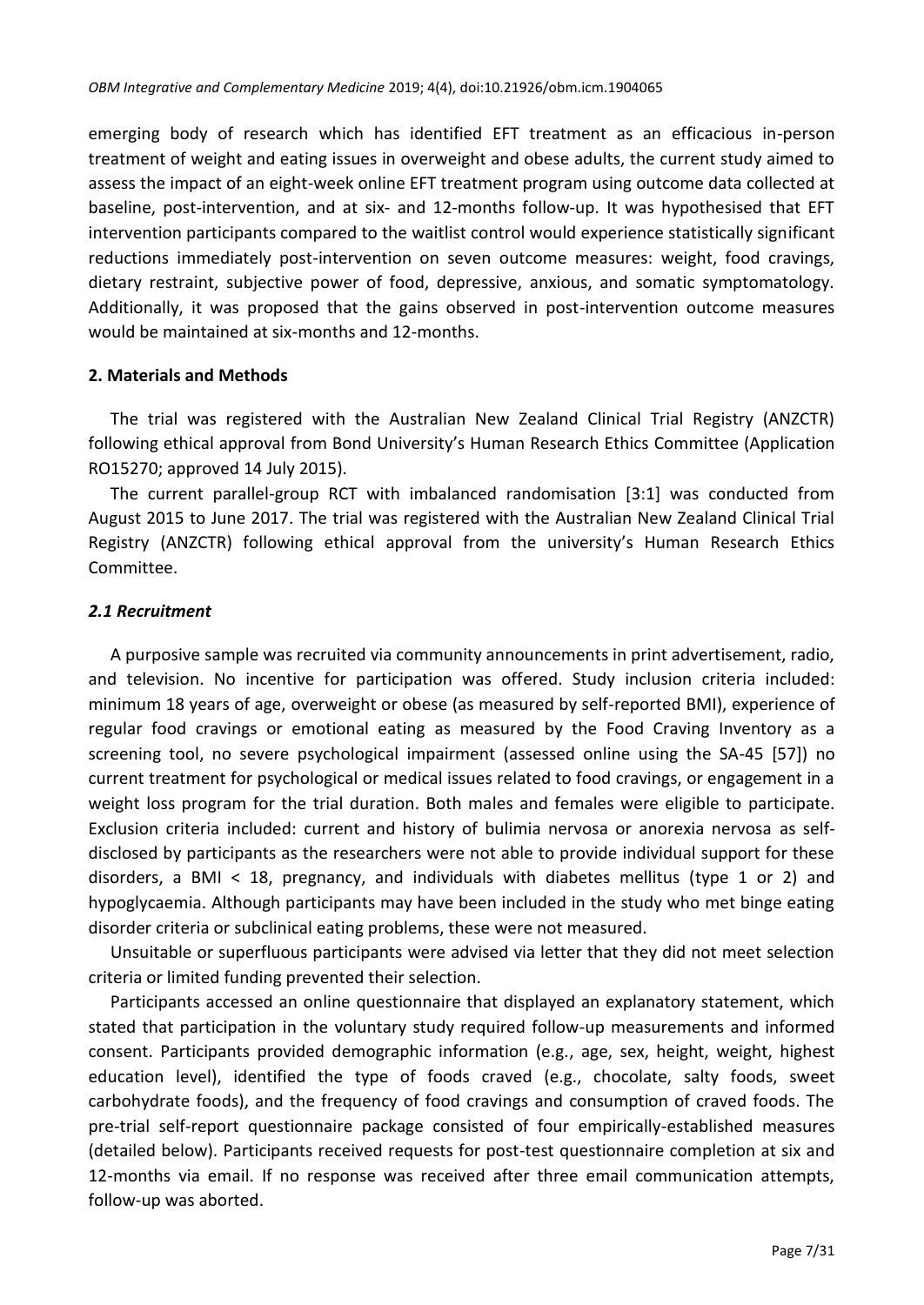emerging body of research which has identified EFT treatment as an efficacious in-person treatment of weight and eating issues in overweight and obese adults, the current study aimed to assess the impact of an eight-week online EFT treatment program using outcome data collected at baseline, post-intervention, and at six- and 12-months follow-up. It was hypothesised that EFT intervention participants compared to the waitlist control would experience statistically significant reductions immediately post-intervention on seven outcome measures: weight, food cravings, dietary restraint, subjective power of food, depressive, anxious, and somatic symptomatology. Additionally, it was proposed that the gains observed in post-intervention outcome measures would be maintained at six-months and 12-months.

## 2. Materials and Methods

The trial was registered with the Australian New Zealand Clinical Trial Registry (ANZCTR) following ethical approval from Bond University's Human Research Ethics Committee (Application RO15270; approved 14 July 2015).

The current parallel-group RCT with imbalanced randomisation [3:1] was conducted from August 2015 to June 2017. The trial was registered with the Australian New Zealand Clinical Trial Registry (ANZCTR) following ethical approval from the university's Human Research Ethics Committee.

### *2.1 Recruitment*

A purposive sample was recruited via community announcements in print advertisement, radio, and television. No incentive for participation was offered. Study inclusion criteria included: minimum 18 years of age, overweight or obese (as measured by self-reported BMI), experience of regular food cravings or emotional eating as measured by the Food Craving Inventory as a screening tool, no severe psychological impairment (assessed online using the SA-45 [57]) no current treatment for psychological or medical issues related to food cravings, or engagement in a weight loss program for the trial duration. Both males and females were eligible to participate. Exclusion criteria included: current and history of bulimia nervosa or anorexia nervosa as self-disclosed by participants as the researchers were not able to provide individual support for these disorders, a BMI < 18, pregnancy, and individuals with diabetes mellitus (type 1 or 2) and hypoglycaemia. Although participants may have been included in the study who met binge eating disorder criteria or subclinical eating problems, these were not measured.

Unsuitable or superfluous participants were advised via letter that they did not meet selection criteria or limited funding prevented their selection.

Participants accessed an online questionnaire that displayed an explanatory statement, which stated that participation in the voluntary study required follow-up measurements and informed consent. Participants provided demographic information (e.g., age, sex, height, weight, highest education level), identified the type of foods craved (e.g., chocolate, salty foods, sweet carbohydrate foods), and the frequency of food cravings and consumption of craved foods. The pre-trial self-report questionnaire package consisted of four empirically-established measures (detailed below). Participants received requests for post-test questionnaire completion at six and 12-months via email. If no response was received after three email communication attempts, follow-up was aborted.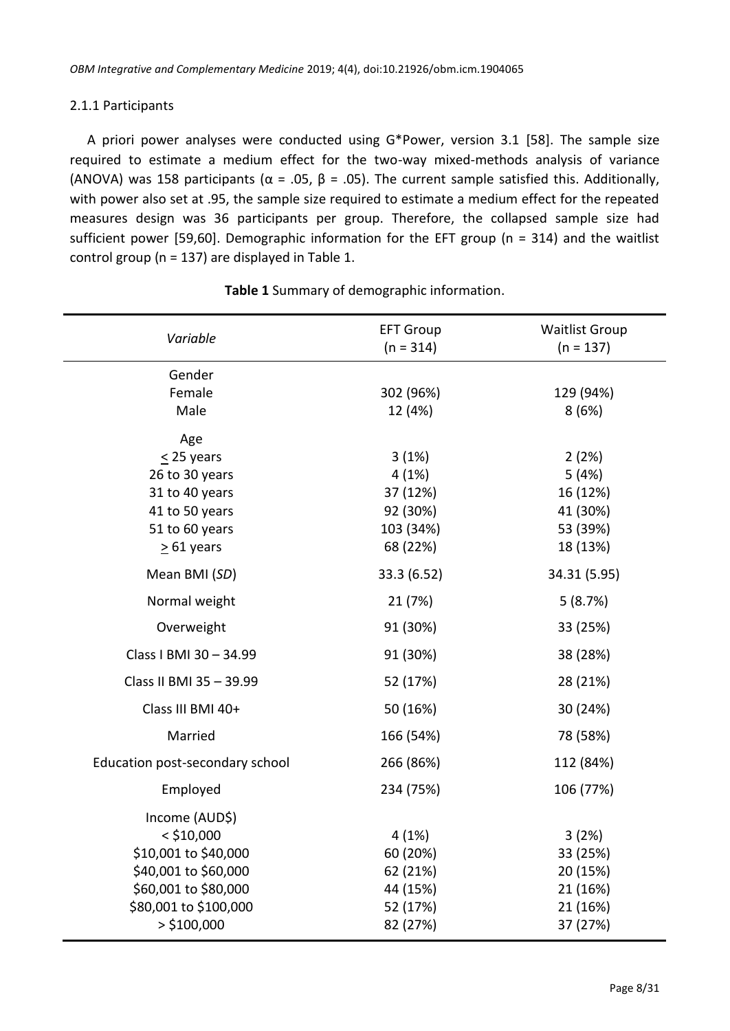### 2.1.1 Participants

A priori power analyses were conducted using G*Power, version 3.1 [58]. The sample size required to estimate a medium effect for the two-way mixed-methods analysis of variance (ANOVA) was 158 participants ($\alpha$ = .05, $\beta$ = .05). The current sample satisfied this. Additionally, with power also set at .95, the sample size required to estimate a medium effect for the repeated measures design was 36 participants per group. Therefore, the collapsed sample size had sufficient power [59,60]. Demographic information for the EFT group (n = 314) and the waitlist control group (n = 137) are displayed in Table 1.

**Table 1** Summary of demographic information.

| *Variable* | EFT Group (n = 314) | Waitlist Group (n = 137) |
|---|---|---|
| Gender | | |
| Female | 302 (96%) | 129 (94%) |
| Male | 12 (4%) | 8 (6%) |
| Age | | |
| ≤ 25 years | 3 (1%) | 2 (2%) |
| 26 to 30 years | 4 (1%) | 5 (4%) |
| 31 to 40 years | 37 (12%) | 16 (12%) |
| 41 to 50 years | 92 (30%) | 41 (30%) |
| 51 to 60 years | 103 (34%) | 53 (39%) |
| ≥ 61 years | 68 (22%) | 18 (13%) |
| Mean BMI (*SD*) | 33.3 (6.52) | 34.31 (5.95) |
| Normal weight | 21 (7%) | 5 (8.7%) |
| Overweight | 91 (30%) | 33 (25%) |
| Class I BMI 30 – 34.99 | 91 (30%) | 38 (28%) |
| Class II BMI 35 – 39.99 | 52 (17%) | 28 (21%) |
| Class III BMI 40+ | 50 (16%) | 30 (24%) |
| Married | 166 (54%) | 78 (58%) |
| Education post-secondary school | 266 (86%) | 112 (84%) |
| Employed | 234 (75%) | 106 (77%) |
| Income (AUD$) | | |
| < $10,000 | 4 (1%) | 3 (2%) |
| $10,001 to $40,000 | 60 (20%) | 33 (25%) |
| $40,001 to $60,000 | 62 (21%) | 20 (15%) |
| $60,001 to $80,000 | 44 (15%) | 21 (16%) |
| $80,001 to $100,000 | 52 (17%) | 21 (16%) |
| > $100,000 | 82 (27%) | 37 (27%) |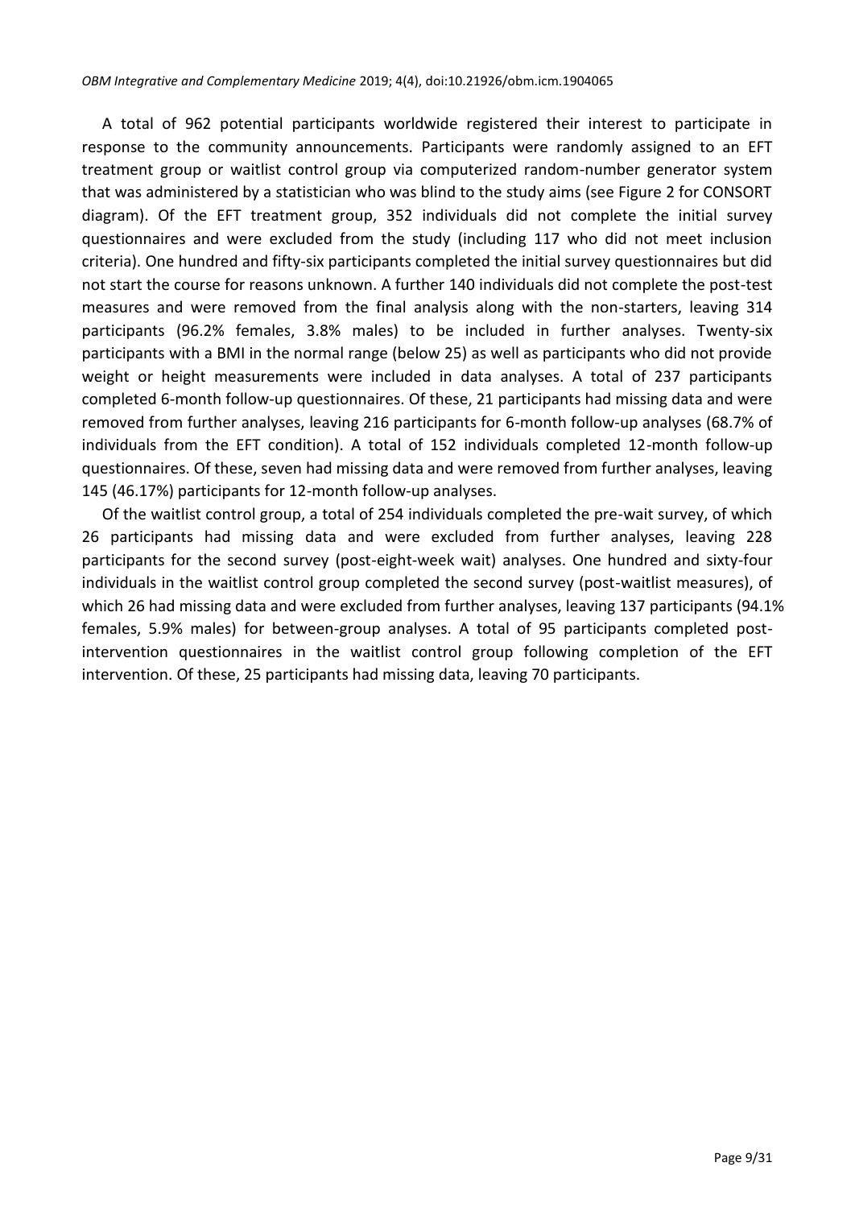A total of 962 potential participants worldwide registered their interest to participate in response to the community announcements. Participants were randomly assigned to an EFT treatment group or waitlist control group via computerized random-number generator system that was administered by a statistician who was blind to the study aims (see Figure 2 for CONSORT diagram). Of the EFT treatment group, 352 individuals did not complete the initial survey questionnaires and were excluded from the study (including 117 who did not meet inclusion criteria). One hundred and fifty-six participants completed the initial survey questionnaires but did not start the course for reasons unknown. A further 140 individuals did not complete the post-test measures and were removed from the final analysis along with the non-starters, leaving 314 participants (96.2% females, 3.8% males) to be included in further analyses. Twenty-six participants with a BMI in the normal range (below 25) as well as participants who did not provide weight or height measurements were included in data analyses. A total of 237 participants completed 6-month follow-up questionnaires. Of these, 21 participants had missing data and were removed from further analyses, leaving 216 participants for 6-month follow-up analyses (68.7% of individuals from the EFT condition). A total of 152 individuals completed 12-month follow-up questionnaires. Of these, seven had missing data and were removed from further analyses, leaving 145 (46.17%) participants for 12-month follow-up analyses.

Of the waitlist control group, a total of 254 individuals completed the pre-wait survey, of which 26 participants had missing data and were excluded from further analyses, leaving 228 participants for the second survey (post-eight-week wait) analyses. One hundred and sixty-four individuals in the waitlist control group completed the second survey (post-waitlist measures), of which 26 had missing data and were excluded from further analyses, leaving 137 participants (94.1% females, 5.9% males) for between-group analyses. A total of 95 participants completed post-intervention questionnaires in the waitlist control group following completion of the EFT intervention. Of these, 25 participants had missing data, leaving 70 participants.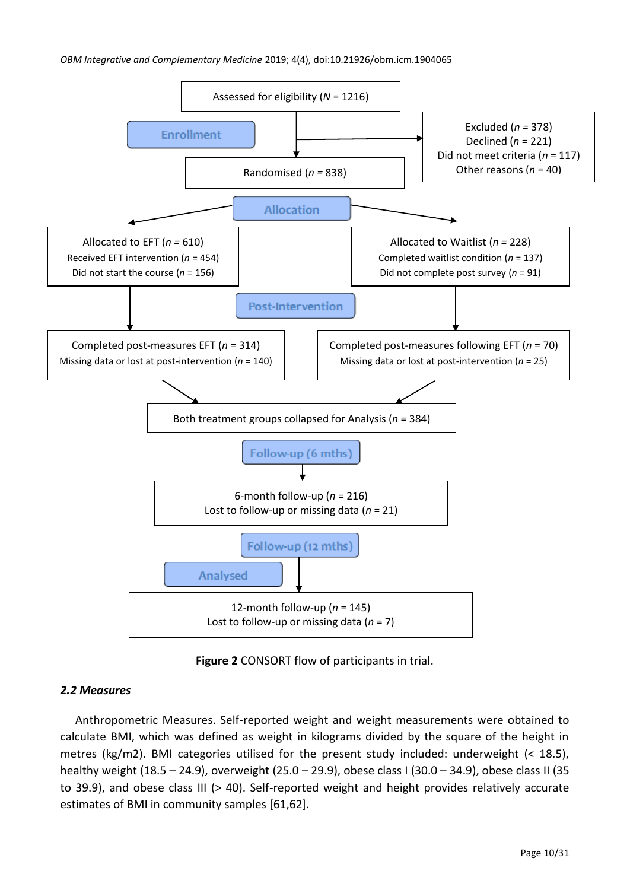Assessed for eligibility (*N* = 1216)

Enrollment

Excluded (*n* = 378)
Declined (*n* = 221)
Did not meet criteria (*n* = 117)
Other reasons (*n* = 40)

Randomised (*n* = 838)

Allocation

Allocated to EFT (*n* = 610)
Received EFT intervention (*n* = 454)
Did not start the course (*n* = 156)

Allocated to Waitlist (*n* = 228)
Completed waitlist condition (*n* = 137)
Did not complete post survey (*n* = 91)

Post-Intervention

Completed post-measures EFT (*n* = 314)
Missing data or lost at post-intervention (*n* = 140)

Completed post-measures following EFT (*n* = 70)
Missing data or lost at post-intervention (*n* = 25)

Both treatment groups collapsed for Analysis (*n* = 384)

Follow-up (6 mths)

6-month follow-up (*n* = 216)
Lost to follow-up or missing data (*n* = 21)

Follow-up (12 mths)

Analysed

12-month follow-up (*n* = 145)
Lost to follow-up or missing data (*n* = 7)

**Figure 2** CONSORT flow of participants in trial.

### *2.2 Measures*

Anthropometric Measures. Self-reported weight and weight measurements were obtained to calculate BMI, which was defined as weight in kilograms divided by the square of the height in metres (kg/m2). BMI categories utilised for the present study included: underweight (< 18.5), healthy weight (18.5 – 24.9), overweight (25.0 – 29.9), obese class I (30.0 – 34.9), obese class II (35 to 39.9), and obese class III (> 40). Self-reported weight and height provides relatively accurate estimates of BMI in community samples [61,62].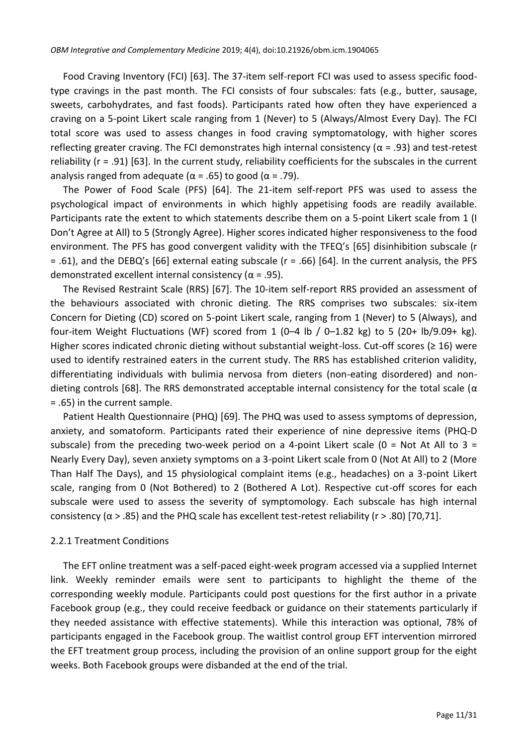Food Craving Inventory (FCI) [63]. The 37-item self-report FCI was used to assess specific food-type cravings in the past month. The FCI consists of four subscales: fats (e.g., butter, sausage, sweets, carbohydrates, and fast foods). Participants rated how often they have experienced a craving on a 5-point Likert scale ranging from 1 (Never) to 5 (Always/Almost Every Day). The FCI total score was used to assess changes in food craving symptomatology, with higher scores reflecting greater craving. The FCI demonstrates high internal consistency ($\alpha = .93$) and test-retest reliability ($r = .91$) [63]. In the current study, reliability coefficients for the subscales in the current analysis ranged from adequate ($\alpha = .65$) to good ($\alpha = .79$).

The Power of Food Scale (PFS) [64]. The 21-item self-report PFS was used to assess the psychological impact of environments in which highly appetising foods are readily available. Participants rate the extent to which statements describe them on a 5-point Likert scale from 1 (I Don't Agree at All) to 5 (Strongly Agree). Higher scores indicated higher responsiveness to the food environment. The PFS has good convergent validity with the TFEQ's [65] disinhibition subscale ($r = .61$), and the DEBQ's [66] external eating subscale ($r = .66$) [64]. In the current analysis, the PFS demonstrated excellent internal consistency ($\alpha = .95$).

The Revised Restraint Scale (RRS) [67]. The 10-item self-report RRS provided an assessment of the behaviours associated with chronic dieting. The RRS comprises two subscales: six-item Concern for Dieting (CD) scored on 5-point Likert scale, ranging from 1 (Never) to 5 (Always), and four-item Weight Fluctuations (WF) scored from 1 (0–4 lb / 0–1.82 kg) to 5 (20+ lb/9.09+ kg). Higher scores indicated chronic dieting without substantial weight-loss. Cut-off scores ($\geq 16$) were used to identify restrained eaters in the current study. The RRS has established criterion validity, differentiating individuals with bulimia nervosa from dieters (non-eating disordered) and non-dieting controls [68]. The RRS demonstrated acceptable internal consistency for the total scale ($\alpha = .65$) in the current sample.

Patient Health Questionnaire (PHQ) [69]. The PHQ was used to assess symptoms of depression, anxiety, and somatoform. Participants rated their experience of nine depressive items (PHQ-D subscale) from the preceding two-week period on a 4-point Likert scale (0 = Not At All to 3 = Nearly Every Day), seven anxiety symptoms on a 3-point Likert scale from 0 (Not At All) to 2 (More Than Half The Days), and 15 physiological complaint items (e.g., headaches) on a 3-point Likert scale, ranging from 0 (Not Bothered) to 2 (Bothered A Lot). Respective cut-off scores for each subscale were used to assess the severity of symptomology. Each subscale has high internal consistency ($\alpha > .85$) and the PHQ scale has excellent test-retest reliability ($r > .80$) [70,71].

### 2.2.1 Treatment Conditions

The EFT online treatment was a self-paced eight-week program accessed via a supplied Internet link. Weekly reminder emails were sent to participants to highlight the theme of the corresponding weekly module. Participants could post questions for the first author in a private Facebook group (e.g., they could receive feedback or guidance on their statements particularly if they needed assistance with effective statements). While this interaction was optional, 78% of participants engaged in the Facebook group. The waitlist control group EFT intervention mirrored the EFT treatment group process, including the provision of an online support group for the eight weeks. Both Facebook groups were disbanded at the end of the trial.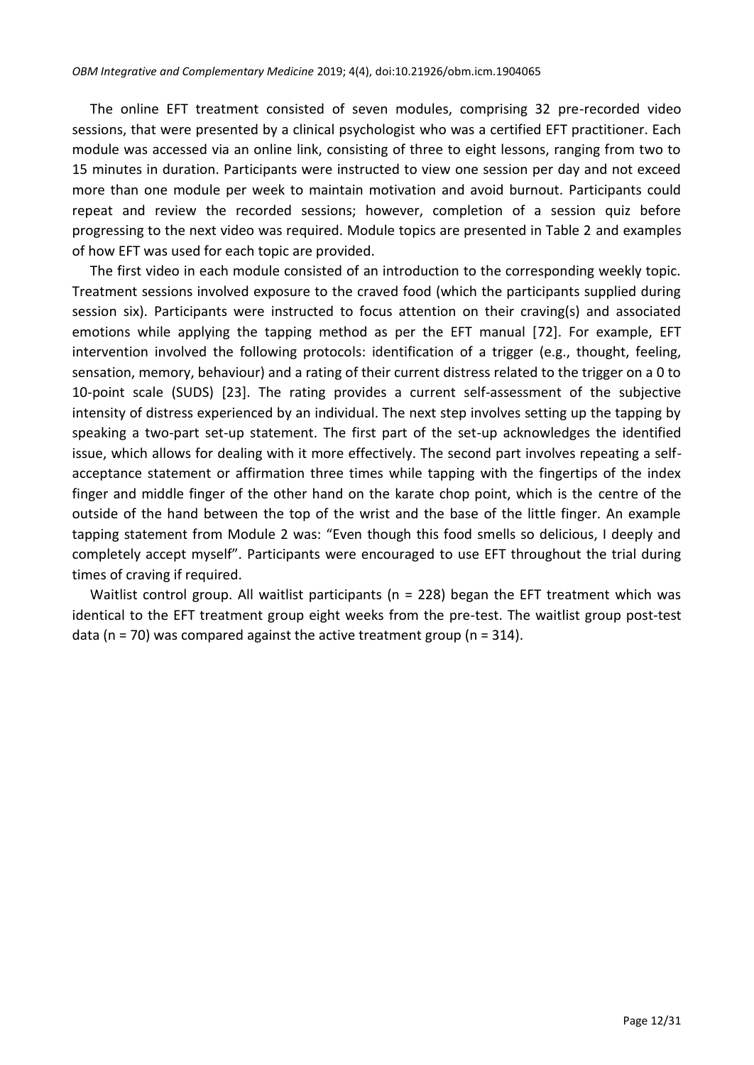The online EFT treatment consisted of seven modules, comprising 32 pre-recorded video sessions, that were presented by a clinical psychologist who was a certified EFT practitioner. Each module was accessed via an online link, consisting of three to eight lessons, ranging from two to 15 minutes in duration. Participants were instructed to view one session per day and not exceed more than one module per week to maintain motivation and avoid burnout. Participants could repeat and review the recorded sessions; however, completion of a session quiz before progressing to the next video was required. Module topics are presented in Table 2 and examples of how EFT was used for each topic are provided.

The first video in each module consisted of an introduction to the corresponding weekly topic. Treatment sessions involved exposure to the craved food (which the participants supplied during session six). Participants were instructed to focus attention on their craving(s) and associated emotions while applying the tapping method as per the EFT manual [72]. For example, EFT intervention involved the following protocols: identification of a trigger (e.g., thought, feeling, sensation, memory, behaviour) and a rating of their current distress related to the trigger on a 0 to 10-point scale (SUDS) [23]. The rating provides a current self-assessment of the subjective intensity of distress experienced by an individual. The next step involves setting up the tapping by speaking a two-part set-up statement. The first part of the set-up acknowledges the identified issue, which allows for dealing with it more effectively. The second part involves repeating a self-acceptance statement or affirmation three times while tapping with the fingertips of the index finger and middle finger of the other hand on the karate chop point, which is the centre of the outside of the hand between the top of the wrist and the base of the little finger. An example tapping statement from Module 2 was: "Even though this food smells so delicious, I deeply and completely accept myself". Participants were encouraged to use EFT throughout the trial during times of craving if required.

Waitlist control group. All waitlist participants (n = 228) began the EFT treatment which was identical to the EFT treatment group eight weeks from the pre-test. The waitlist group post-test data (n = 70) was compared against the active treatment group (n = 314).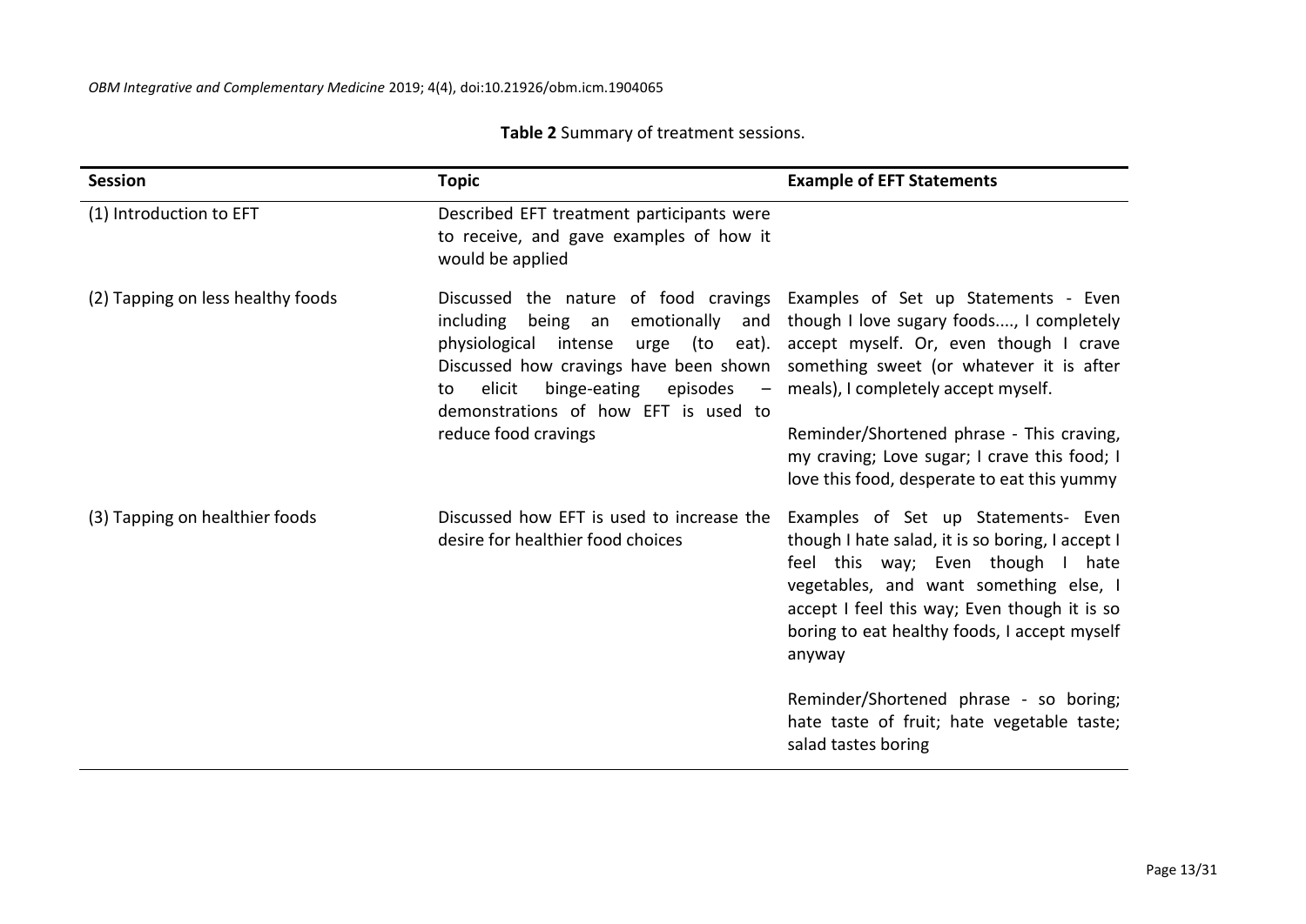**Table 2** Summary of treatment sessions.

| Session | Topic | Example of EFT Statements |
|---|---|---|
| (1) Introduction to EFT | Described EFT treatment participants were to receive, and gave examples of how it would be applied | |
| (2) Tapping on less healthy foods | Discussed the nature of food cravings including being an emotionally and physiological intense urge (to eat). Discussed how cravings have been shown to elicit binge-eating episodes – demonstrations of how EFT is used to reduce food cravings | Examples of Set up Statements - Even though I love sugary foods...., I completely accept myself. Or, even though I crave something sweet (or whatever it is after meals), I completely accept myself. <br><br> Reminder/Shortened phrase - This craving, my craving; Love sugar; I crave this food; I love this food, desperate to eat this yummy |
| (3) Tapping on healthier foods | Discussed how EFT is used to increase the desire for healthier food choices | Examples of Set up Statements- Even though I hate salad, it is so boring, I accept I feel this way; Even though I hate vegetables, and want something else, I accept I feel this way; Even though it is so boring to eat healthy foods, I accept myself anyway <br><br> Reminder/Shortened phrase - so boring; hate taste of fruit; hate vegetable taste; salad tastes boring |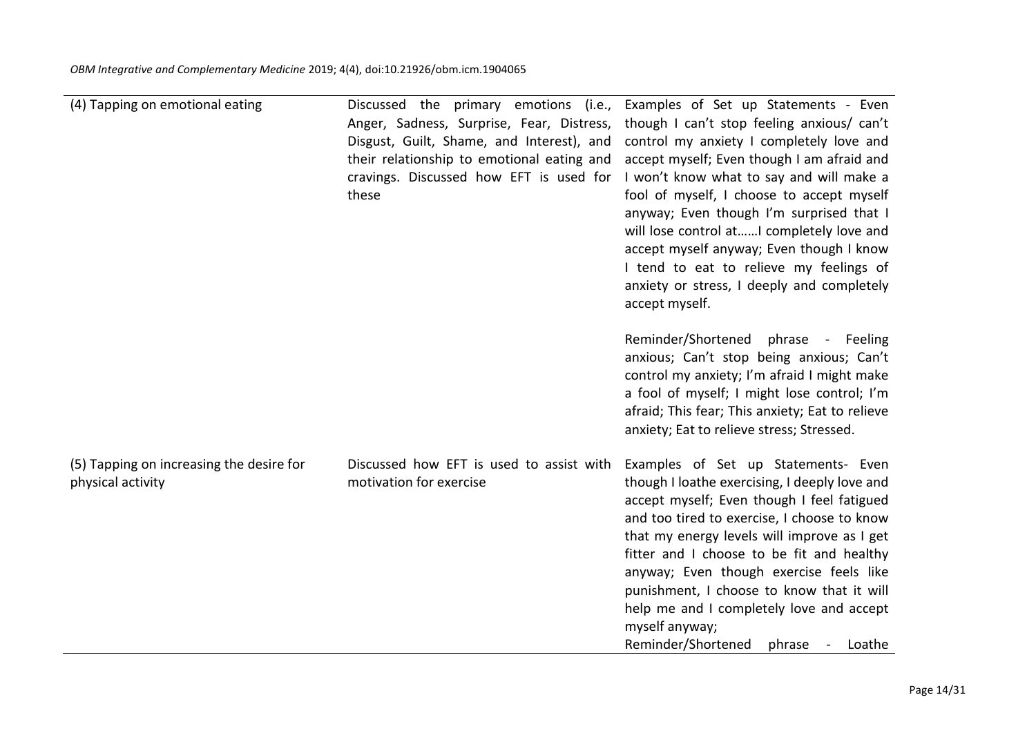| | | |
|---|---|---|
| (4) Tapping on emotional eating | Discussed the primary emotions (i.e., Anger, Sadness, Surprise, Fear, Distress, Disgust, Guilt, Shame, and Interest), and their relationship to emotional eating and cravings. Discussed how EFT is used for these | Examples of Set up Statements - Even though I can't stop feeling anxious/ can't control my anxiety I completely love and accept myself; Even though I am afraid and I won't know what to say and will make a fool of myself, I choose to accept myself anyway; Even though I'm surprised that I will lose control at……I completely love and accept myself anyway; Even though I know I tend to eat to relieve my feelings of anxiety or stress, I deeply and completely accept myself.<br><br>Reminder/Shortened phrase - Feeling anxious; Can't stop being anxious; Can't control my anxiety; I'm afraid I might make a fool of myself; I might lose control; I'm afraid; This fear; This anxiety; Eat to relieve anxiety; Eat to relieve stress; Stressed. |
| (5) Tapping on increasing the desire for physical activity | Discussed how EFT is used to assist with motivation for exercise | Examples of Set up Statements- Even though I loathe exercising, I deeply love and accept myself; Even though I feel fatigued and too tired to exercise, I choose to know that my energy levels will improve as I get fitter and I choose to be fit and healthy anyway; Even though exercise feels like punishment, I choose to know that it will help me and I completely love and accept myself anyway;<br>Reminder/Shortened phrase - Loathe |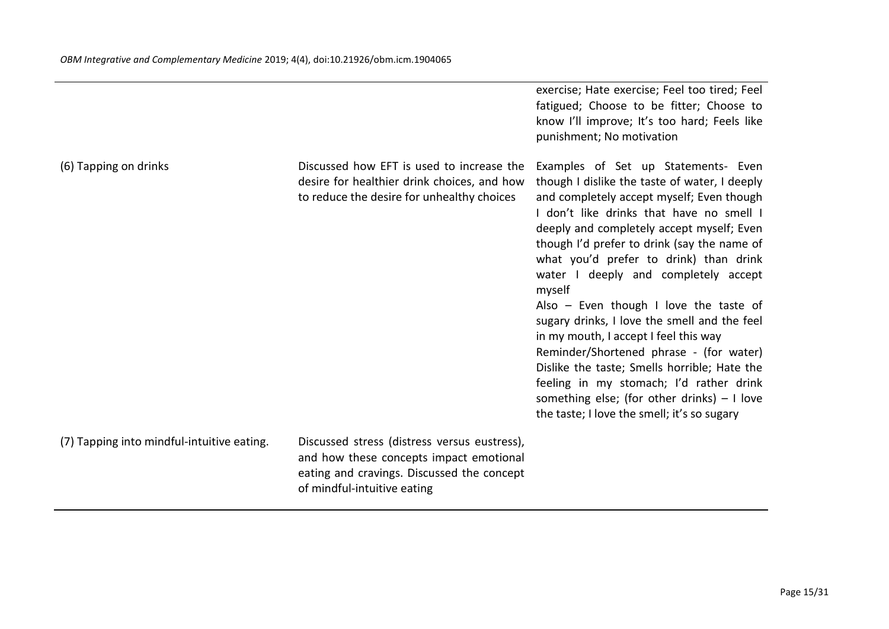| | | |
|---|---|---|
| | | exercise; Hate exercise; Feel too tired; Feel fatigued; Choose to be fitter; Choose to know I'll improve; It's too hard; Feels like punishment; No motivation |
| (6) Tapping on drinks | Discussed how EFT is used to increase the desire for healthier drink choices, and how to reduce the desire for unhealthy choices | Examples of Set up Statements- Even though I dislike the taste of water, I deeply and completely accept myself; Even though I don't like drinks that have no smell I deeply and completely accept myself; Even though I'd prefer to drink (say the name of what you'd prefer to drink) than drink water I deeply and completely accept myself<br>Also – Even though I love the taste of sugary drinks, I love the smell and the feel in my mouth, I accept I feel this way<br>Reminder/Shortened phrase - (for water) Dislike the taste; Smells horrible; Hate the feeling in my stomach; I'd rather drink something else; (for other drinks) – I love the taste; I love the smell; it's so sugary |
| (7) Tapping into mindful-intuitive eating. | Discussed stress (distress versus eustress), and how these concepts impact emotional eating and cravings. Discussed the concept of mindful-intuitive eating | |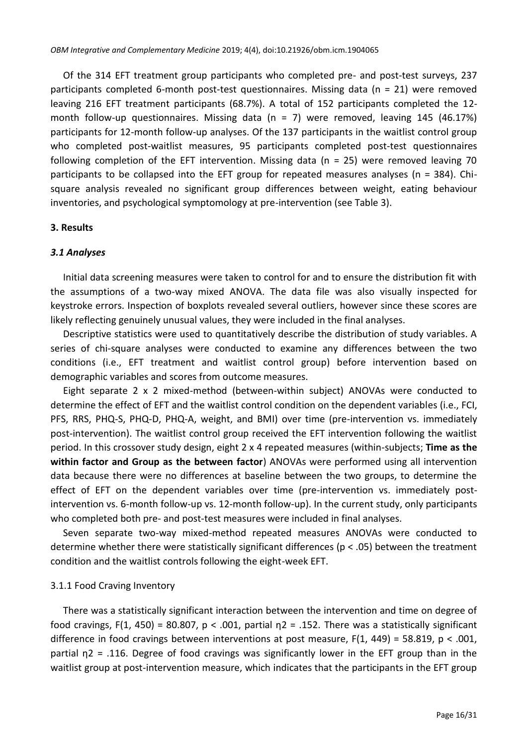Of the 314 EFT treatment group participants who completed pre- and post-test surveys, 237 participants completed 6-month post-test questionnaires. Missing data ($n = 21$) were removed leaving 216 EFT treatment participants (68.7%). A total of 152 participants completed the 12-month follow-up questionnaires. Missing data ($n = 7$) were removed, leaving 145 (46.17%) participants for 12-month follow-up analyses. Of the 137 participants in the waitlist control group who completed post-waitlist measures, 95 participants completed post-test questionnaires following completion of the EFT intervention. Missing data ($n = 25$) were removed leaving 70 participants to be collapsed into the EFT group for repeated measures analyses ($n = 384$). Chi-square analysis revealed no significant group differences between weight, eating behaviour inventories, and psychological symptomology at pre-intervention (see Table 3).

## 3. Results

### *3.1 Analyses*

Initial data screening measures were taken to control for and to ensure the distribution fit with the assumptions of a two-way mixed ANOVA. The data file was also visually inspected for keystroke errors. Inspection of boxplots revealed several outliers, however since these scores are likely reflecting genuinely unusual values, they were included in the final analyses.

Descriptive statistics were used to quantitatively describe the distribution of study variables. A series of chi-square analyses were conducted to examine any differences between the two conditions (i.e., EFT treatment and waitlist control group) before intervention based on demographic variables and scores from outcome measures.

Eight separate 2 x 2 mixed-method (between-within subject) ANOVAs were conducted to determine the effect of EFT and the waitlist control condition on the dependent variables (i.e., FCI, PFS, RRS, PHQ-S, PHQ-D, PHQ-A, weight, and BMI) over time (pre-intervention vs. immediately post-intervention). The waitlist control group received the EFT intervention following the waitlist period. In this crossover study design, eight 2 x 4 repeated measures (within-subjects; **Time as the within factor and Group as the between factor**) ANOVAs were performed using all intervention data because there were no differences at baseline between the two groups, to determine the effect of EFT on the dependent variables over time (pre-intervention vs. immediately post-intervention vs. 6-month follow-up vs. 12-month follow-up). In the current study, only participants who completed both pre- and post-test measures were included in final analyses.

Seven separate two-way mixed-method repeated measures ANOVAs were conducted to determine whether there were statistically significant differences ($p < .05$) between the treatment condition and the waitlist controls following the eight-week EFT.

#### 3.1.1 Food Craving Inventory

There was a statistically significant interaction between the intervention and time on degree of food cravings, $F(1, 450) = 80.807$, $p < .001$, partial $\eta 2 = .152$. There was a statistically significant difference in food cravings between interventions at post measure, $F(1, 449) = 58.819$, $p < .001$, partial $\eta 2 = .116$. Degree of food cravings was significantly lower in the EFT group than in the waitlist group at post-intervention measure, which indicates that the participants in the EFT group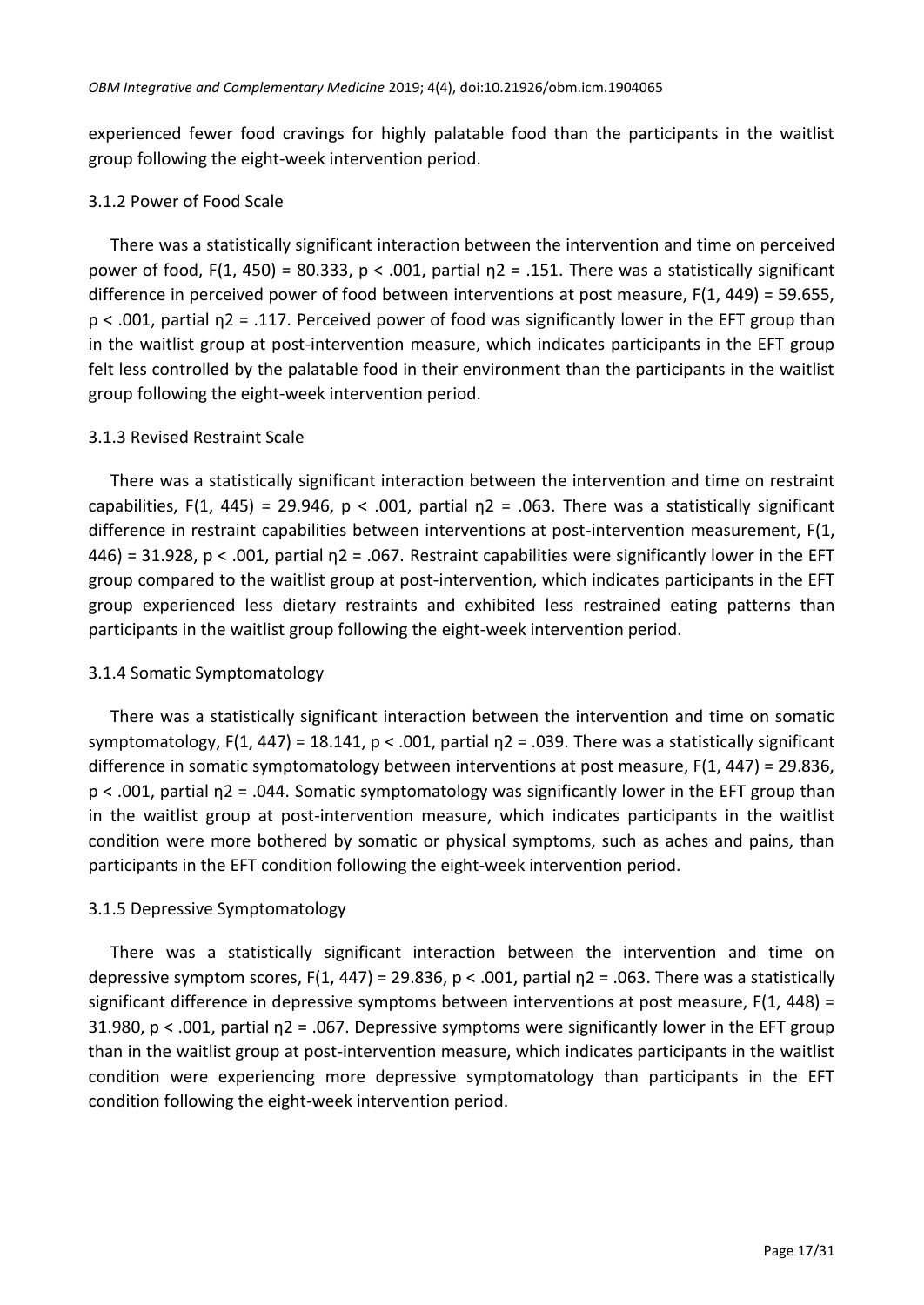experienced fewer food cravings for highly palatable food than the participants in the waitlist group following the eight-week intervention period.

### 3.1.2 Power of Food Scale

There was a statistically significant interaction between the intervention and time on perceived power of food, $F(1, 450) = 80.333$, $p < .001$, partial $\eta^2 = .151$. There was a statistically significant difference in perceived power of food between interventions at post measure, $F(1, 449) = 59.655$, $p < .001$, partial $\eta^2 = .117$. Perceived power of food was significantly lower in the EFT group than in the waitlist group at post-intervention measure, which indicates participants in the EFT group felt less controlled by the palatable food in their environment than the participants in the waitlist group following the eight-week intervention period.

### 3.1.3 Revised Restraint Scale

There was a statistically significant interaction between the intervention and time on restraint capabilities, $F(1, 445) = 29.946$, $p < .001$, partial $\eta^2 = .063$. There was a statistically significant difference in restraint capabilities between interventions at post-intervention measurement, $F(1, 446) = 31.928$, $p < .001$, partial $\eta^2 = .067$. Restraint capabilities were significantly lower in the EFT group compared to the waitlist group at post-intervention, which indicates participants in the EFT group experienced less dietary restraints and exhibited less restrained eating patterns than participants in the waitlist group following the eight-week intervention period.

### 3.1.4 Somatic Symptomatology

There was a statistically significant interaction between the intervention and time on somatic symptomatology, $F(1, 447) = 18.141$, $p < .001$, partial $\eta^2 = .039$. There was a statistically significant difference in somatic symptomatology between interventions at post measure, $F(1, 447) = 29.836$, $p < .001$, partial $\eta^2 = .044$. Somatic symptomatology was significantly lower in the EFT group than in the waitlist group at post-intervention measure, which indicates participants in the waitlist condition were more bothered by somatic or physical symptoms, such as aches and pains, than participants in the EFT condition following the eight-week intervention period.

### 3.1.5 Depressive Symptomatology

There was a statistically significant interaction between the intervention and time on depressive symptom scores, $F(1, 447) = 29.836$, $p < .001$, partial $\eta^2 = .063$. There was a statistically significant difference in depressive symptoms between interventions at post measure, $F(1, 448) = 31.980$, $p < .001$, partial $\eta^2 = .067$. Depressive symptoms were significantly lower in the EFT group than in the waitlist group at post-intervention measure, which indicates participants in the waitlist condition were experiencing more depressive symptomatology than participants in the EFT condition following the eight-week intervention period.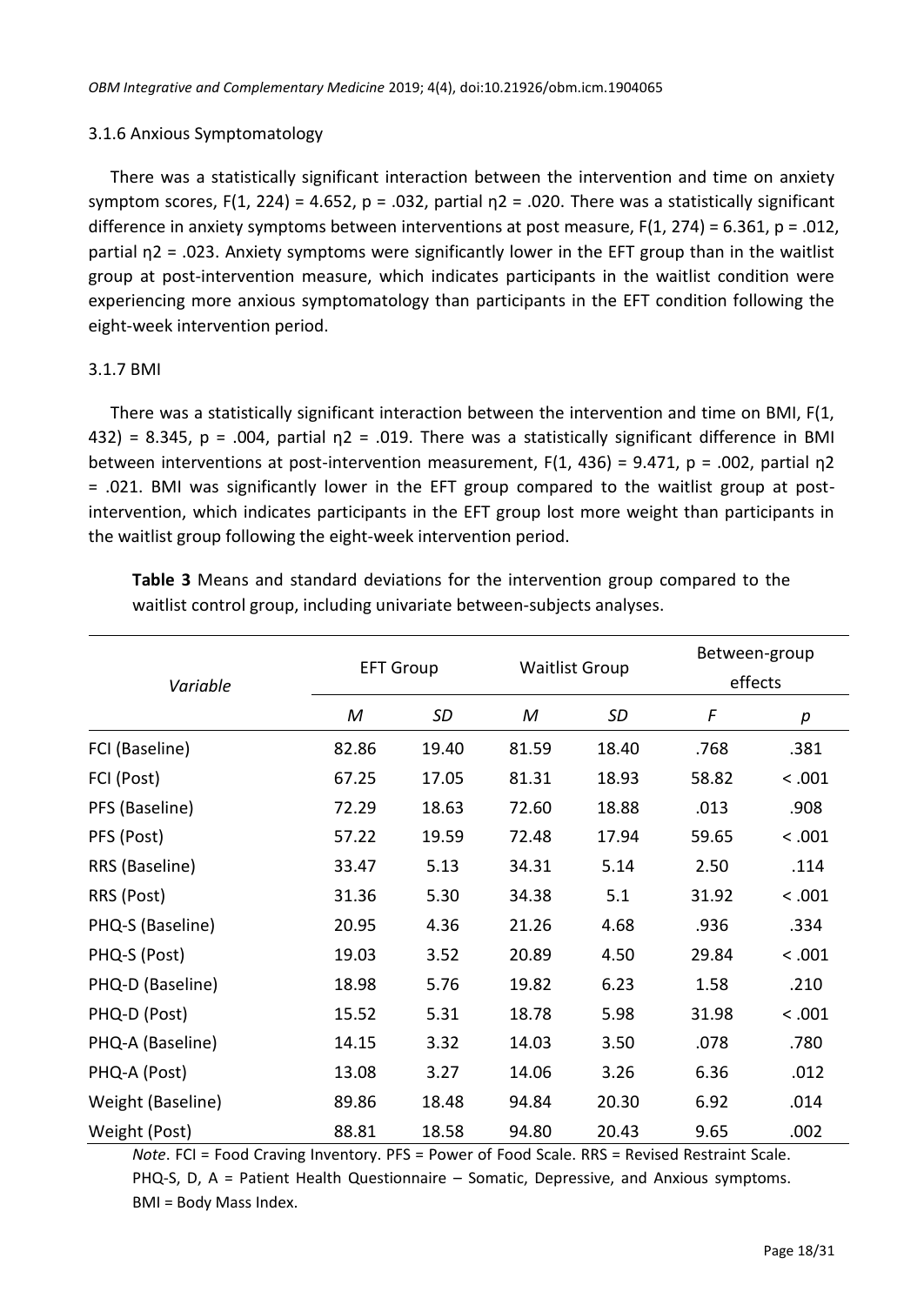### 3.1.6 Anxious Symptomatology

There was a statistically significant interaction between the intervention and time on anxiety symptom scores, $F(1, 224) = 4.652$, $p = .032$, partial $\eta^2 = .020$. There was a statistically significant difference in anxiety symptoms between interventions at post measure, $F(1, 274) = 6.361$, $p = .012$, partial $\eta^2 = .023$. Anxiety symptoms were significantly lower in the EFT group than in the waitlist group at post-intervention measure, which indicates participants in the waitlist condition were experiencing more anxious symptomatology than participants in the EFT condition following the eight-week intervention period.

### 3.1.7 BMI

There was a statistically significant interaction between the intervention and time on BMI, $F(1, 432) = 8.345$, $p = .004$, partial $\eta^2 = .019$. There was a statistically significant difference in BMI between interventions at post-intervention measurement, $F(1, 436) = 9.471$, $p = .002$, partial $\eta^2 = .021$. BMI was significantly lower in the EFT group compared to the waitlist group at post-intervention, which indicates participants in the EFT group lost more weight than participants in the waitlist group following the eight-week intervention period.

**Table 3** Means and standard deviations for the intervention group compared to the waitlist control group, including univariate between-subjects analyses.

| *Variable* | EFT Group | | Waitlist Group | | Between-group effects | |
|---|---|---|---|---|---|---|
| | *M* | *SD* | *M* | *SD* | *F* | *p* |
| FCI (Baseline) | 82.86 | 19.40 | 81.59 | 18.40 | .768 | .381 |
| FCI (Post) | 67.25 | 17.05 | 81.31 | 18.93 | 58.82 | < .001 |
| PFS (Baseline) | 72.29 | 18.63 | 72.60 | 18.88 | .013 | .908 |
| PFS (Post) | 57.22 | 19.59 | 72.48 | 17.94 | 59.65 | < .001 |
| RRS (Baseline) | 33.47 | 5.13 | 34.31 | 5.14 | 2.50 | .114 |
| RRS (Post) | 31.36 | 5.30 | 34.38 | 5.1 | 31.92 | < .001 |
| PHQ-S (Baseline) | 20.95 | 4.36 | 21.26 | 4.68 | .936 | .334 |
| PHQ-S (Post) | 19.03 | 3.52 | 20.89 | 4.50 | 29.84 | < .001 |
| PHQ-D (Baseline) | 18.98 | 5.76 | 19.82 | 6.23 | 1.58 | .210 |
| PHQ-D (Post) | 15.52 | 5.31 | 18.78 | 5.98 | 31.98 | < .001 |
| PHQ-A (Baseline) | 14.15 | 3.32 | 14.03 | 3.50 | .078 | .780 |
| PHQ-A (Post) | 13.08 | 3.27 | 14.06 | 3.26 | 6.36 | .012 |
| Weight (Baseline) | 89.86 | 18.48 | 94.84 | 20.30 | 6.92 | .014 |
| Weight (Post) | 88.81 | 18.58 | 94.80 | 20.43 | 9.65 | .002 |

*Note*. FCI = Food Craving Inventory. PFS = Power of Food Scale. RRS = Revised Restraint Scale. PHQ-S, D, A = Patient Health Questionnaire – Somatic, Depressive, and Anxious symptoms. BMI = Body Mass Index.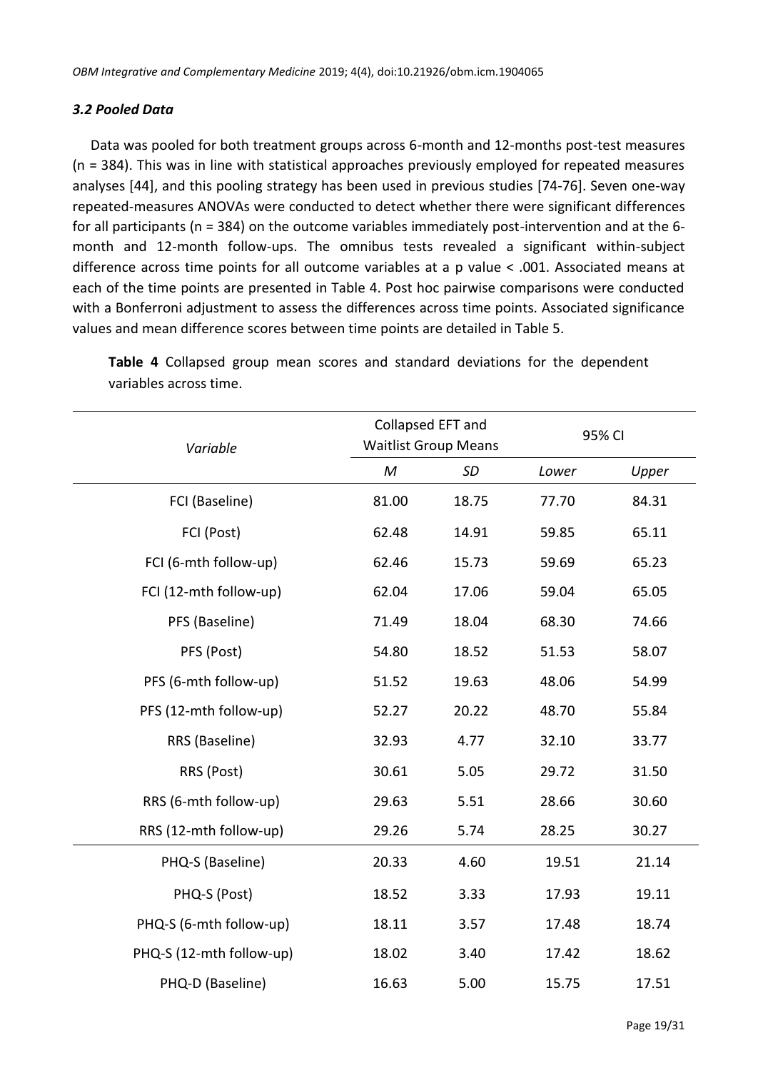### *3.2 Pooled Data*

Data was pooled for both treatment groups across 6-month and 12-months post-test measures (n = 384). This was in line with statistical approaches previously employed for repeated measures analyses [44], and this pooling strategy has been used in previous studies [74-76]. Seven one-way repeated-measures ANOVAs were conducted to detect whether there were significant differences for all participants (n = 384) on the outcome variables immediately post-intervention and at the 6-month and 12-month follow-ups. The omnibus tests revealed a significant within-subject difference across time points for all outcome variables at a p value < .001. Associated means at each of the time points are presented in Table 4. Post hoc pairwise comparisons were conducted with a Bonferroni adjustment to assess the differences across time points. Associated significance values and mean difference scores between time points are detailed in Table 5.

**Table 4** Collapsed group mean scores and standard deviations for the dependent variables across time.

| *Variable* | Collapsed EFT and Waitlist Group Means | | 95% CI | |
|---|---|---|---|---|
| | *M* | *SD* | *Lower* | *Upper* |
| FCI (Baseline) | 81.00 | 18.75 | 77.70 | 84.31 |
| FCI (Post) | 62.48 | 14.91 | 59.85 | 65.11 |
| FCI (6-mth follow-up) | 62.46 | 15.73 | 59.69 | 65.23 |
| FCI (12-mth follow-up) | 62.04 | 17.06 | 59.04 | 65.05 |
| PFS (Baseline) | 71.49 | 18.04 | 68.30 | 74.66 |
| PFS (Post) | 54.80 | 18.52 | 51.53 | 58.07 |
| PFS (6-mth follow-up) | 51.52 | 19.63 | 48.06 | 54.99 |
| PFS (12-mth follow-up) | 52.27 | 20.22 | 48.70 | 55.84 |
| RRS (Baseline) | 32.93 | 4.77 | 32.10 | 33.77 |
| RRS (Post) | 30.61 | 5.05 | 29.72 | 31.50 |
| RRS (6-mth follow-up) | 29.63 | 5.51 | 28.66 | 30.60 |
| RRS (12-mth follow-up) | 29.26 | 5.74 | 28.25 | 30.27 |
| PHQ-S (Baseline) | 20.33 | 4.60 | 19.51 | 21.14 |
| PHQ-S (Post) | 18.52 | 3.33 | 17.93 | 19.11 |
| PHQ-S (6-mth follow-up) | 18.11 | 3.57 | 17.48 | 18.74 |
| PHQ-S (12-mth follow-up) | 18.02 | 3.40 | 17.42 | 18.62 |
| PHQ-D (Baseline) | 16.63 | 5.00 | 15.75 | 17.51 |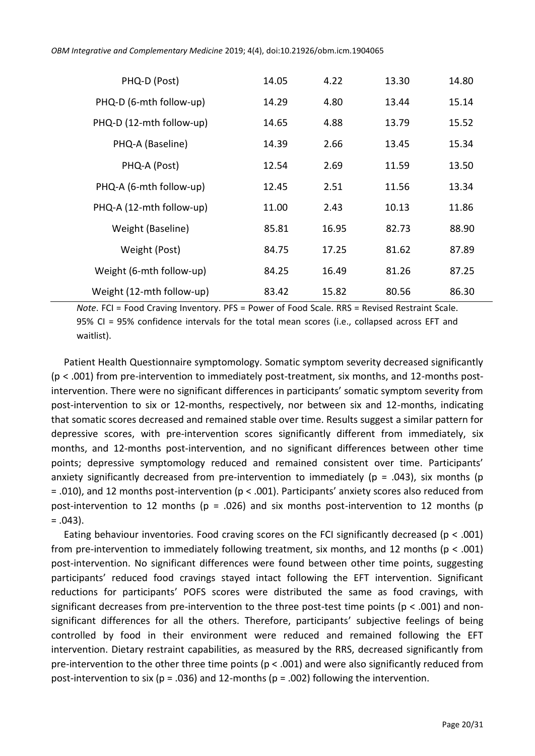| | | | | |
|---|---|---|---|---|
| PHQ-D (Post) | 14.05 | 4.22 | 13.30 | 14.80 |
| PHQ-D (6-mth follow-up) | 14.29 | 4.80 | 13.44 | 15.14 |
| PHQ-D (12-mth follow-up) | 14.65 | 4.88 | 13.79 | 15.52 |
| PHQ-A (Baseline) | 14.39 | 2.66 | 13.45 | 15.34 |
| PHQ-A (Post) | 12.54 | 2.69 | 11.59 | 13.50 |
| PHQ-A (6-mth follow-up) | 12.45 | 2.51 | 11.56 | 13.34 |
| PHQ-A (12-mth follow-up) | 11.00 | 2.43 | 10.13 | 11.86 |
| Weight (Baseline) | 85.81 | 16.95 | 82.73 | 88.90 |
| Weight (Post) | 84.75 | 17.25 | 81.62 | 87.89 |
| Weight (6-mth follow-up) | 84.25 | 16.49 | 81.26 | 87.25 |
| Weight (12-mth follow-up) | 83.42 | 15.82 | 80.56 | 86.30 |

*Note*. FCI = Food Craving Inventory. PFS = Power of Food Scale. RRS = Revised Restraint Scale. 95% CI = 95% confidence intervals for the total mean scores (i.e., collapsed across EFT and waitlist).

Patient Health Questionnaire symptomology. Somatic symptom severity decreased significantly ($p < .001$) from pre-intervention to immediately post-treatment, six months, and 12-months post-intervention. There were no significant differences in participants' somatic symptom severity from post-intervention to six or 12-months, respectively, nor between six and 12-months, indicating that somatic scores decreased and remained stable over time. Results suggest a similar pattern for depressive scores, with pre-intervention scores significantly different from immediately, six months, and 12-months post-intervention, and no significant differences between other time points; depressive symptomology reduced and remained consistent over time. Participants' anxiety significantly decreased from pre-intervention to immediately ($p = .043$), six months ($p = .010$), and 12 months post-intervention ($p < .001$). Participants' anxiety scores also reduced from post-intervention to 12 months ($p = .026$) and six months post-intervention to 12 months ($p = .043$).

Eating behaviour inventories. Food craving scores on the FCI significantly decreased ($p < .001$) from pre-intervention to immediately following treatment, six months, and 12 months ($p < .001$) post-intervention. No significant differences were found between other time points, suggesting participants' reduced food cravings stayed intact following the EFT intervention. Significant reductions for participants' POFS scores were distributed the same as food cravings, with significant decreases from pre-intervention to the three post-test time points ($p < .001$) and non-significant differences for all the others. Therefore, participants' subjective feelings of being controlled by food in their environment were reduced and remained following the EFT intervention. Dietary restraint capabilities, as measured by the RRS, decreased significantly from pre-intervention to the other three time points ($p < .001$) and were also significantly reduced from post-intervention to six ($p = .036$) and 12-months ($p = .002$) following the intervention.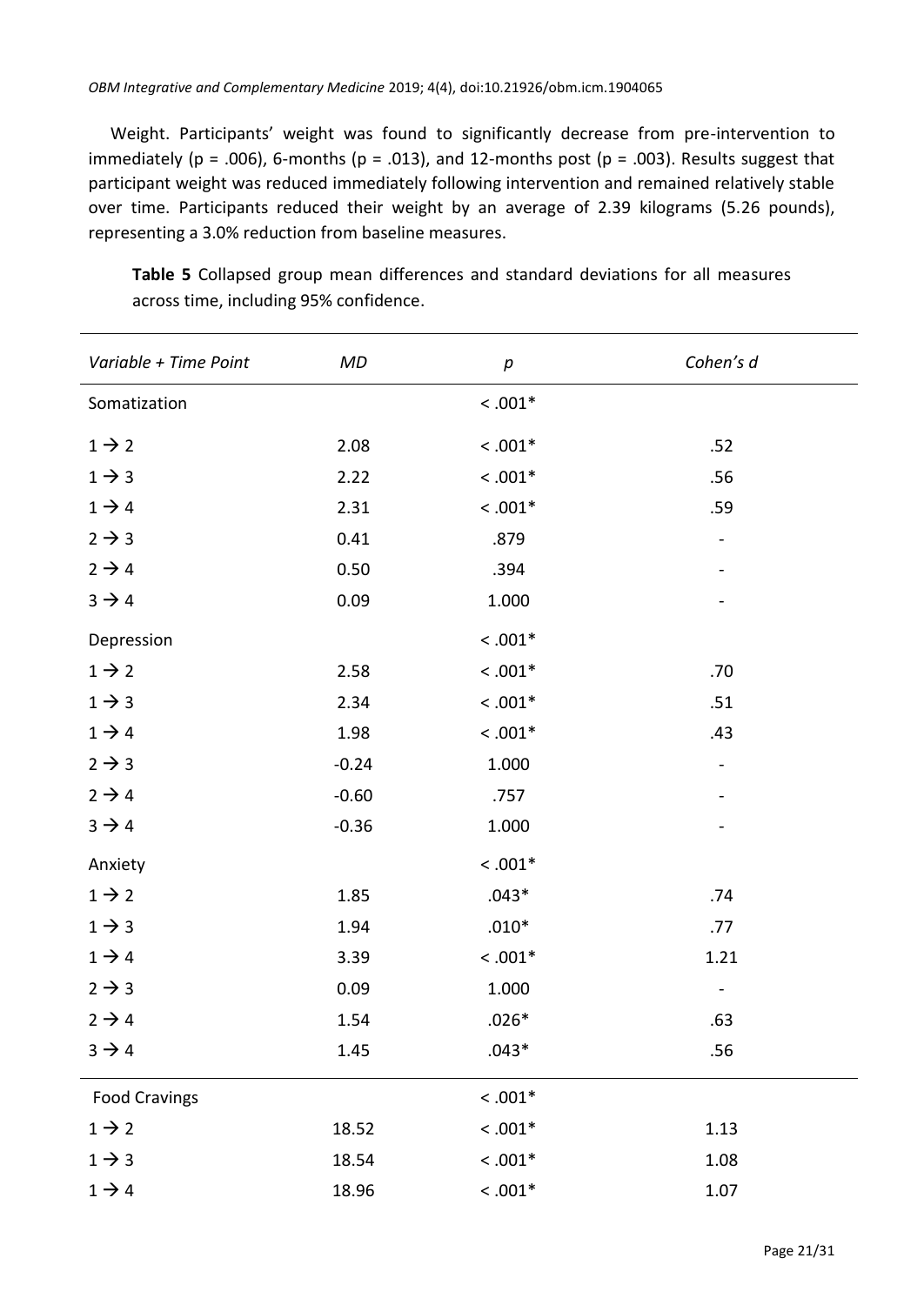Weight. Participants' weight was found to significantly decrease from pre-intervention to immediately ($p = .006$), 6-months ($p = .013$), and 12-months post ($p = .003$). Results suggest that participant weight was reduced immediately following intervention and remained relatively stable over time. Participants reduced their weight by an average of 2.39 kilograms (5.26 pounds), representing a 3.0% reduction from baseline measures.

**Table 5** Collapsed group mean differences and standard deviations for all measures across time, including 95% confidence.

| *Variable + Time Point* | *MD* | *p* | *Cohen's d* |
|---|---|---|---|
| Somatization | | < .001* | |
| 1 → 2 | 2.08 | < .001* | .52 |
| 1 → 3 | 2.22 | < .001* | .56 |
| 1 → 4 | 2.31 | < .001* | .59 |
| 2 → 3 | 0.41 | .879 | - |
| 2 → 4 | 0.50 | .394 | - |
| 3 → 4 | 0.09 | 1.000 | - |
| Depression | | < .001* | |
| 1 → 2 | 2.58 | < .001* | .70 |
| 1 → 3 | 2.34 | < .001* | .51 |
| 1 → 4 | 1.98 | < .001* | .43 |
| 2 → 3 | -0.24 | 1.000 | - |
| 2 → 4 | -0.60 | .757 | - |
| 3 → 4 | -0.36 | 1.000 | - |
| Anxiety | | < .001* | |
| 1 → 2 | 1.85 | .043* | .74 |
| 1 → 3 | 1.94 | .010* | .77 |
| 1 → 4 | 3.39 | < .001* | 1.21 |
| 2 → 3 | 0.09 | 1.000 | - |
| 2 → 4 | 1.54 | .026* | .63 |
| 3 → 4 | 1.45 | .043* | .56 |
| Food Cravings | | < .001* | |
| 1 → 2 | 18.52 | < .001* | 1.13 |
| 1 → 3 | 18.54 | < .001* | 1.08 |
| 1 → 4 | 18.96 | < .001* | 1.07 |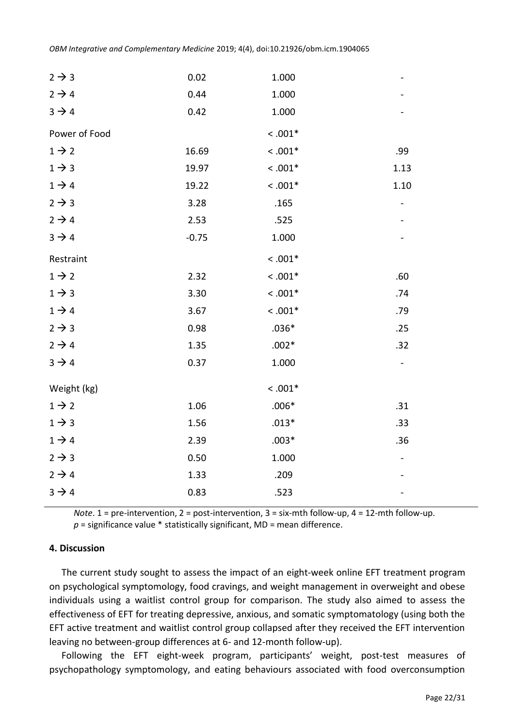| | | | |
|---|---|---|---|
| 2 → 3 | 0.02 | 1.000 | - |
| 2 → 4 | 0.44 | 1.000 | - |
| 3 → 4 | 0.42 | 1.000 | - |
| Power of Food | | < .001* | |
| 1 → 2 | 16.69 | < .001* | .99 |
| 1 → 3 | 19.97 | < .001* | 1.13 |
| 1 → 4 | 19.22 | < .001* | 1.10 |
| 2 → 3 | 3.28 | .165 | - |
| 2 → 4 | 2.53 | .525 | - |
| 3 → 4 | -0.75 | 1.000 | - |
| Restraint | | < .001* | |
| 1 → 2 | 2.32 | < .001* | .60 |
| 1 → 3 | 3.30 | < .001* | .74 |
| 1 → 4 | 3.67 | < .001* | .79 |
| 2 → 3 | 0.98 | .036* | .25 |
| 2 → 4 | 1.35 | .002* | .32 |
| 3 → 4 | 0.37 | 1.000 | - |
| Weight (kg) | | < .001* | |
| 1 → 2 | 1.06 | .006* | .31 |
| 1 → 3 | 1.56 | .013* | .33 |
| 1 → 4 | 2.39 | .003* | .36 |
| 2 → 3 | 0.50 | 1.000 | - |
| 2 → 4 | 1.33 | .209 | - |
| 3 → 4 | 0.83 | .523 | - |

*Note*. 1 = pre-intervention, 2 = post-intervention, 3 = six-mth follow-up, 4 = 12-mth follow-up. *p* = significance value * statistically significant, MD = mean difference.

## 4. Discussion

The current study sought to assess the impact of an eight-week online EFT treatment program on psychological symptomology, food cravings, and weight management in overweight and obese individuals using a waitlist control group for comparison. The study also aimed to assess the effectiveness of EFT for treating depressive, anxious, and somatic symptomatology (using both the EFT active treatment and waitlist control group collapsed after they received the EFT intervention leaving no between-group differences at 6- and 12-month follow-up).

Following the EFT eight-week program, participants' weight, post-test measures of psychopathology symptomology, and eating behaviours associated with food overconsumption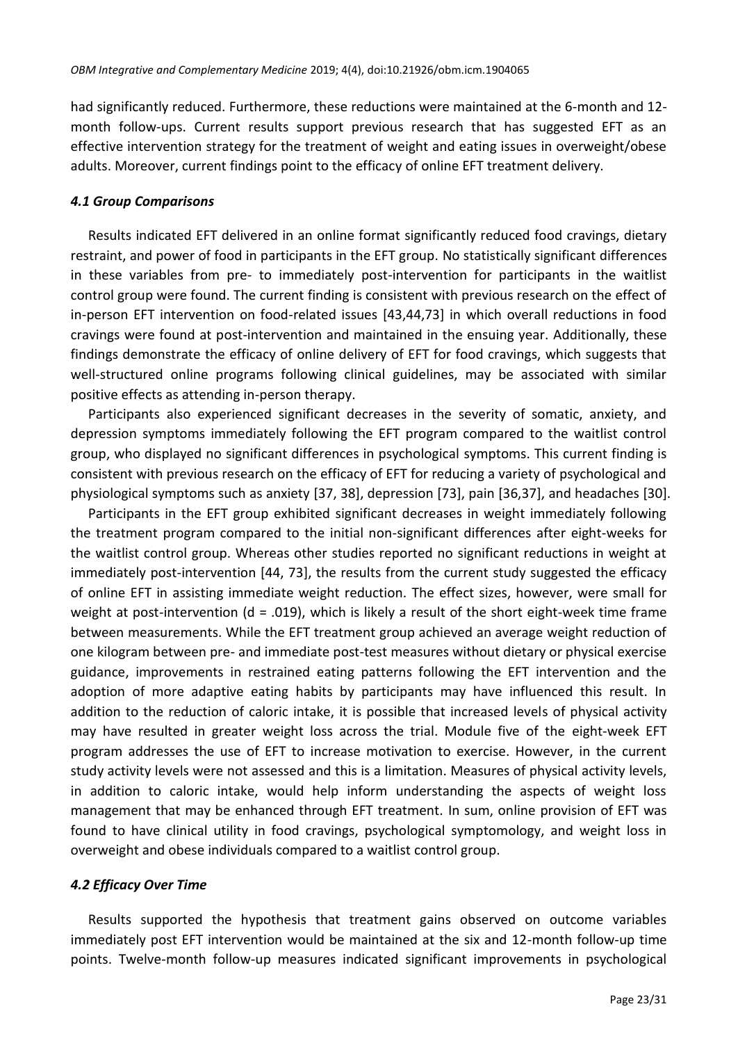had significantly reduced. Furthermore, these reductions were maintained at the 6-month and 12-month follow-ups. Current results support previous research that has suggested EFT as an effective intervention strategy for the treatment of weight and eating issues in overweight/obese adults. Moreover, current findings point to the efficacy of online EFT treatment delivery.

### *4.1 Group Comparisons*

Results indicated EFT delivered in an online format significantly reduced food cravings, dietary restraint, and power of food in participants in the EFT group. No statistically significant differences in these variables from pre- to immediately post-intervention for participants in the waitlist control group were found. The current finding is consistent with previous research on the effect of in-person EFT intervention on food-related issues [43,44,73] in which overall reductions in food cravings were found at post-intervention and maintained in the ensuing year. Additionally, these findings demonstrate the efficacy of online delivery of EFT for food cravings, which suggests that well-structured online programs following clinical guidelines, may be associated with similar positive effects as attending in-person therapy.

Participants also experienced significant decreases in the severity of somatic, anxiety, and depression symptoms immediately following the EFT program compared to the waitlist control group, who displayed no significant differences in psychological symptoms. This current finding is consistent with previous research on the efficacy of EFT for reducing a variety of psychological and physiological symptoms such as anxiety [37, 38], depression [73], pain [36,37], and headaches [30].

Participants in the EFT group exhibited significant decreases in weight immediately following the treatment program compared to the initial non-significant differences after eight-weeks for the waitlist control group. Whereas other studies reported no significant reductions in weight at immediately post-intervention [44, 73], the results from the current study suggested the efficacy of online EFT in assisting immediate weight reduction. The effect sizes, however, were small for weight at post-intervention ($d = .019$), which is likely a result of the short eight-week time frame between measurements. While the EFT treatment group achieved an average weight reduction of one kilogram between pre- and immediate post-test measures without dietary or physical exercise guidance, improvements in restrained eating patterns following the EFT intervention and the adoption of more adaptive eating habits by participants may have influenced this result. In addition to the reduction of caloric intake, it is possible that increased levels of physical activity may have resulted in greater weight loss across the trial. Module five of the eight-week EFT program addresses the use of EFT to increase motivation to exercise. However, in the current study activity levels were not assessed and this is a limitation. Measures of physical activity levels, in addition to caloric intake, would help inform understanding the aspects of weight loss management that may be enhanced through EFT treatment. In sum, online provision of EFT was found to have clinical utility in food cravings, psychological symptomology, and weight loss in overweight and obese individuals compared to a waitlist control group.

### *4.2 Efficacy Over Time*

Results supported the hypothesis that treatment gains observed on outcome variables immediately post EFT intervention would be maintained at the six and 12-month follow-up time points. Twelve-month follow-up measures indicated significant improvements in psychological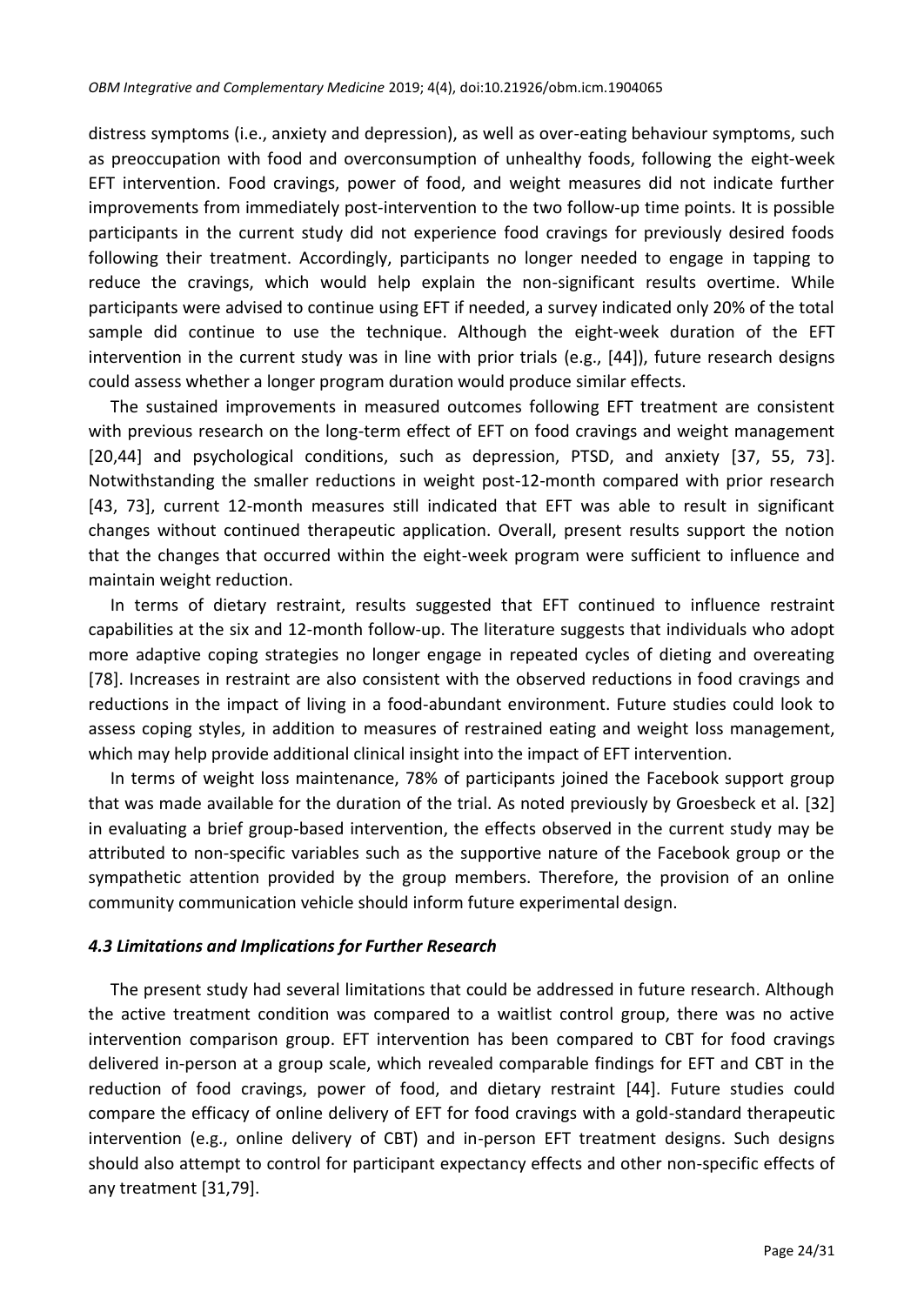distress symptoms (i.e., anxiety and depression), as well as over-eating behaviour symptoms, such as preoccupation with food and overconsumption of unhealthy foods, following the eight-week EFT intervention. Food cravings, power of food, and weight measures did not indicate further improvements from immediately post-intervention to the two follow-up time points. It is possible participants in the current study did not experience food cravings for previously desired foods following their treatment. Accordingly, participants no longer needed to engage in tapping to reduce the cravings, which would help explain the non-significant results overtime. While participants were advised to continue using EFT if needed, a survey indicated only 20% of the total sample did continue to use the technique. Although the eight-week duration of the EFT intervention in the current study was in line with prior trials (e.g., [44]), future research designs could assess whether a longer program duration would produce similar effects.

The sustained improvements in measured outcomes following EFT treatment are consistent with previous research on the long-term effect of EFT on food cravings and weight management [20,44] and psychological conditions, such as depression, PTSD, and anxiety [37, 55, 73]. Notwithstanding the smaller reductions in weight post-12-month compared with prior research [43, 73], current 12-month measures still indicated that EFT was able to result in significant changes without continued therapeutic application. Overall, present results support the notion that the changes that occurred within the eight-week program were sufficient to influence and maintain weight reduction.

In terms of dietary restraint, results suggested that EFT continued to influence restraint capabilities at the six and 12-month follow-up. The literature suggests that individuals who adopt more adaptive coping strategies no longer engage in repeated cycles of dieting and overeating [78]. Increases in restraint are also consistent with the observed reductions in food cravings and reductions in the impact of living in a food-abundant environment. Future studies could look to assess coping styles, in addition to measures of restrained eating and weight loss management, which may help provide additional clinical insight into the impact of EFT intervention.

In terms of weight loss maintenance, 78% of participants joined the Facebook support group that was made available for the duration of the trial. As noted previously by Groesbeck et al. [32] in evaluating a brief group-based intervention, the effects observed in the current study may be attributed to non-specific variables such as the supportive nature of the Facebook group or the sympathetic attention provided by the group members. Therefore, the provision of an online community communication vehicle should inform future experimental design.

### *4.3 Limitations and Implications for Further Research*

The present study had several limitations that could be addressed in future research. Although the active treatment condition was compared to a waitlist control group, there was no active intervention comparison group. EFT intervention has been compared to CBT for food cravings delivered in-person at a group scale, which revealed comparable findings for EFT and CBT in the reduction of food cravings, power of food, and dietary restraint [44]. Future studies could compare the efficacy of online delivery of EFT for food cravings with a gold-standard therapeutic intervention (e.g., online delivery of CBT) and in-person EFT treatment designs. Such designs should also attempt to control for participant expectancy effects and other non-specific effects of any treatment [31,79].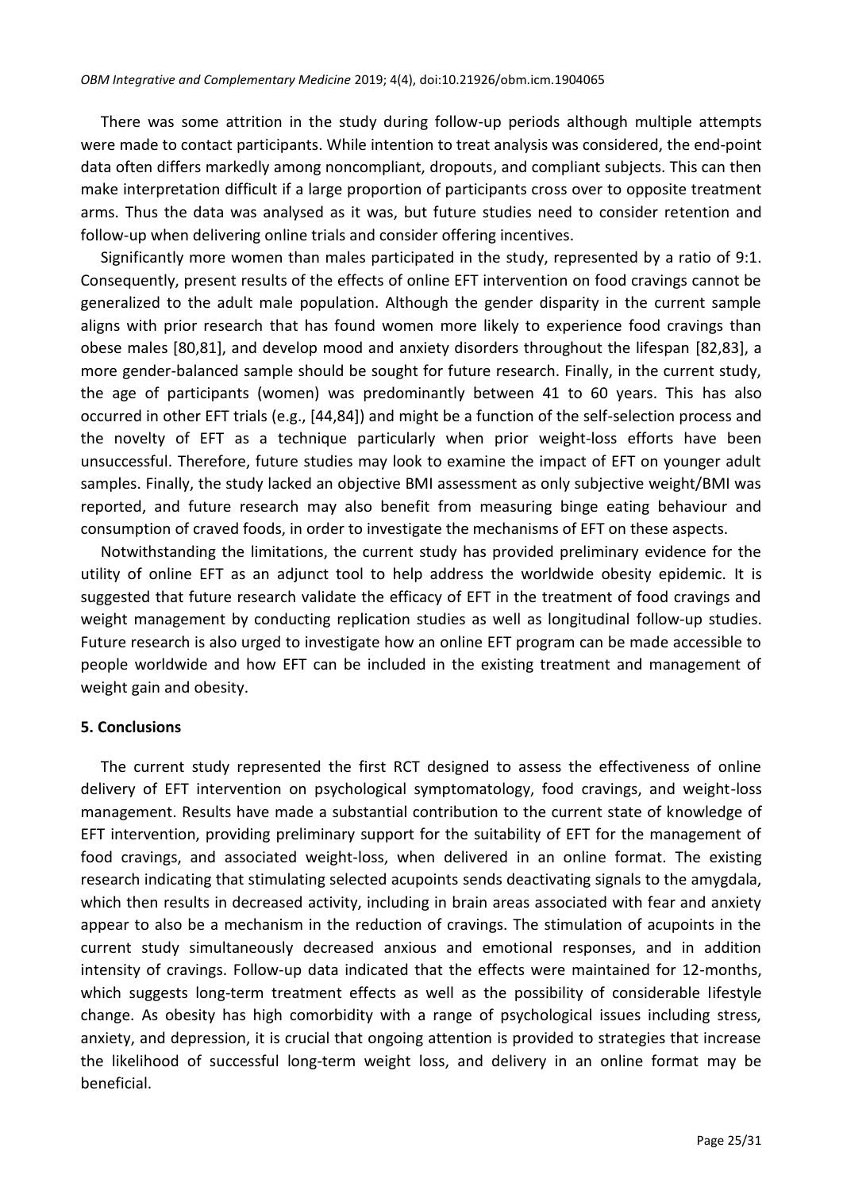There was some attrition in the study during follow-up periods although multiple attempts were made to contact participants. While intention to treat analysis was considered, the end-point data often differs markedly among noncompliant, dropouts, and compliant subjects. This can then make interpretation difficult if a large proportion of participants cross over to opposite treatment arms. Thus the data was analysed as it was, but future studies need to consider retention and follow-up when delivering online trials and consider offering incentives.

Significantly more women than males participated in the study, represented by a ratio of 9:1. Consequently, present results of the effects of online EFT intervention on food cravings cannot be generalized to the adult male population. Although the gender disparity in the current sample aligns with prior research that has found women more likely to experience food cravings than obese males [80,81], and develop mood and anxiety disorders throughout the lifespan [82,83], a more gender-balanced sample should be sought for future research. Finally, in the current study, the age of participants (women) was predominantly between 41 to 60 years. This has also occurred in other EFT trials (e.g., [44,84]) and might be a function of the self-selection process and the novelty of EFT as a technique particularly when prior weight-loss efforts have been unsuccessful. Therefore, future studies may look to examine the impact of EFT on younger adult samples. Finally, the study lacked an objective BMI assessment as only subjective weight/BMI was reported, and future research may also benefit from measuring binge eating behaviour and consumption of craved foods, in order to investigate the mechanisms of EFT on these aspects.

Notwithstanding the limitations, the current study has provided preliminary evidence for the utility of online EFT as an adjunct tool to help address the worldwide obesity epidemic. It is suggested that future research validate the efficacy of EFT in the treatment of food cravings and weight management by conducting replication studies as well as longitudinal follow-up studies. Future research is also urged to investigate how an online EFT program can be made accessible to people worldwide and how EFT can be included in the existing treatment and management of weight gain and obesity.

## 5. Conclusions

The current study represented the first RCT designed to assess the effectiveness of online delivery of EFT intervention on psychological symptomatology, food cravings, and weight-loss management. Results have made a substantial contribution to the current state of knowledge of EFT intervention, providing preliminary support for the suitability of EFT for the management of food cravings, and associated weight-loss, when delivered in an online format. The existing research indicating that stimulating selected acupoints sends deactivating signals to the amygdala, which then results in decreased activity, including in brain areas associated with fear and anxiety appear to also be a mechanism in the reduction of cravings. The stimulation of acupoints in the current study simultaneously decreased anxious and emotional responses, and in addition intensity of cravings. Follow-up data indicated that the effects were maintained for 12-months, which suggests long-term treatment effects as well as the possibility of considerable lifestyle change. As obesity has high comorbidity with a range of psychological issues including stress, anxiety, and depression, it is crucial that ongoing attention is provided to strategies that increase the likelihood of successful long-term weight loss, and delivery in an online format may be beneficial.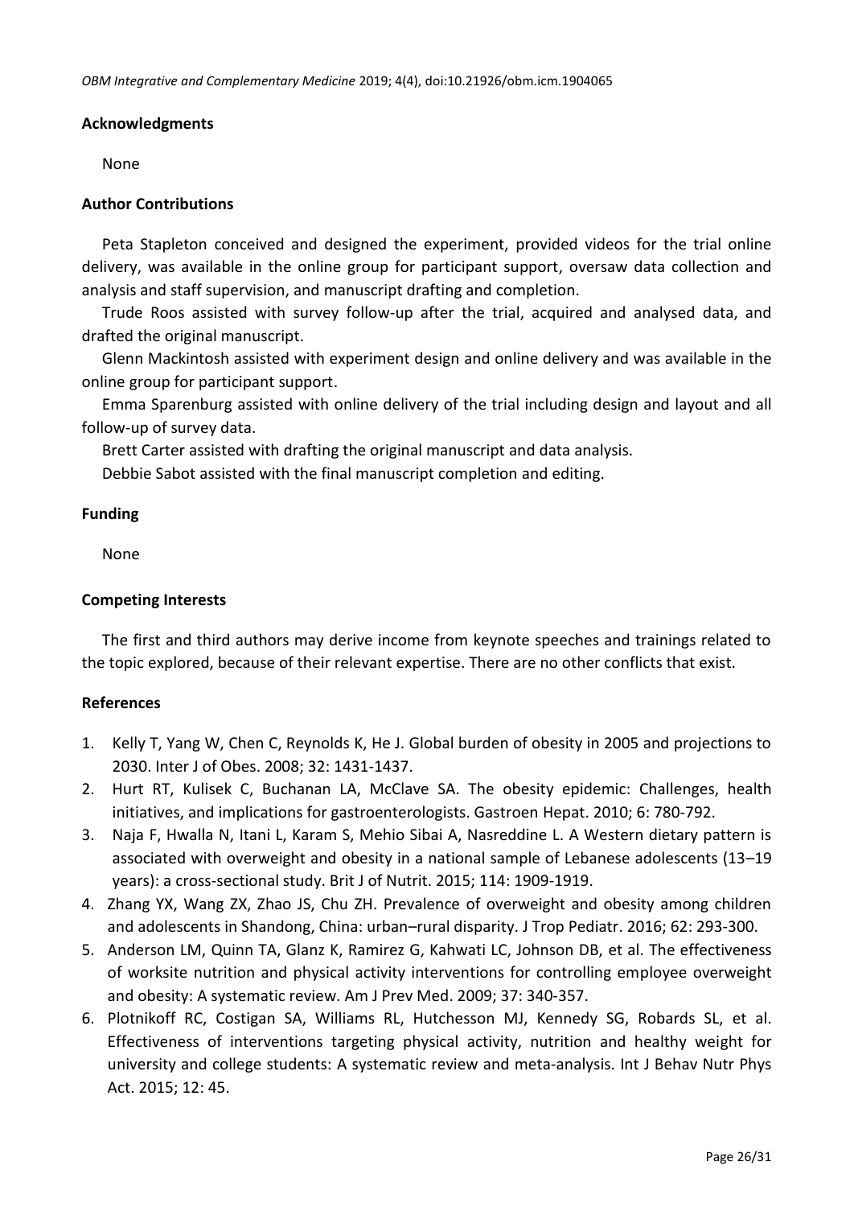## Acknowledgments

None

## Author Contributions

Peta Stapleton conceived and designed the experiment, provided videos for the trial online delivery, was available in the online group for participant support, oversaw data collection and analysis and staff supervision, and manuscript drafting and completion.

Trude Roos assisted with survey follow-up after the trial, acquired and analysed data, and drafted the original manuscript.

Glenn Mackintosh assisted with experiment design and online delivery and was available in the online group for participant support.

Emma Sparenburg assisted with online delivery of the trial including design and layout and all follow-up of survey data.

Brett Carter assisted with drafting the original manuscript and data analysis.

Debbie Sabot assisted with the final manuscript completion and editing.

## Funding

None

## Competing Interests

The first and third authors may derive income from keynote speeches and trainings related to the topic explored, because of their relevant expertise. There are no other conflicts that exist.

## References

1. Kelly T, Yang W, Chen C, Reynolds K, He J. Global burden of obesity in 2005 and projections to 2030. Inter J of Obes. 2008; 32: 1431-1437.
2. Hurt RT, Kulisek C, Buchanan LA, McClave SA. The obesity epidemic: Challenges, health initiatives, and implications for gastroenterologists. Gastroen Hepat. 2010; 6: 780-792.
3. Naja F, Hwalla N, Itani L, Karam S, Mehio Sibai A, Nasreddine L. A Western dietary pattern is associated with overweight and obesity in a national sample of Lebanese adolescents (13–19 years): a cross-sectional study. Brit J of Nutrit. 2015; 114: 1909-1919.
4. Zhang YX, Wang ZX, Zhao JS, Chu ZH. Prevalence of overweight and obesity among children and adolescents in Shandong, China: urban–rural disparity. J Trop Pediatr. 2016; 62: 293-300.
5. Anderson LM, Quinn TA, Glanz K, Ramirez G, Kahwati LC, Johnson DB, et al. The effectiveness of worksite nutrition and physical activity interventions for controlling employee overweight and obesity: A systematic review. Am J Prev Med. 2009; 37: 340-357.
6. Plotnikoff RC, Costigan SA, Williams RL, Hutchesson MJ, Kennedy SG, Robards SL, et al. Effectiveness of interventions targeting physical activity, nutrition and healthy weight for university and college students: A systematic review and meta-analysis. Int J Behav Nutr Phys Act. 2015; 12: 45.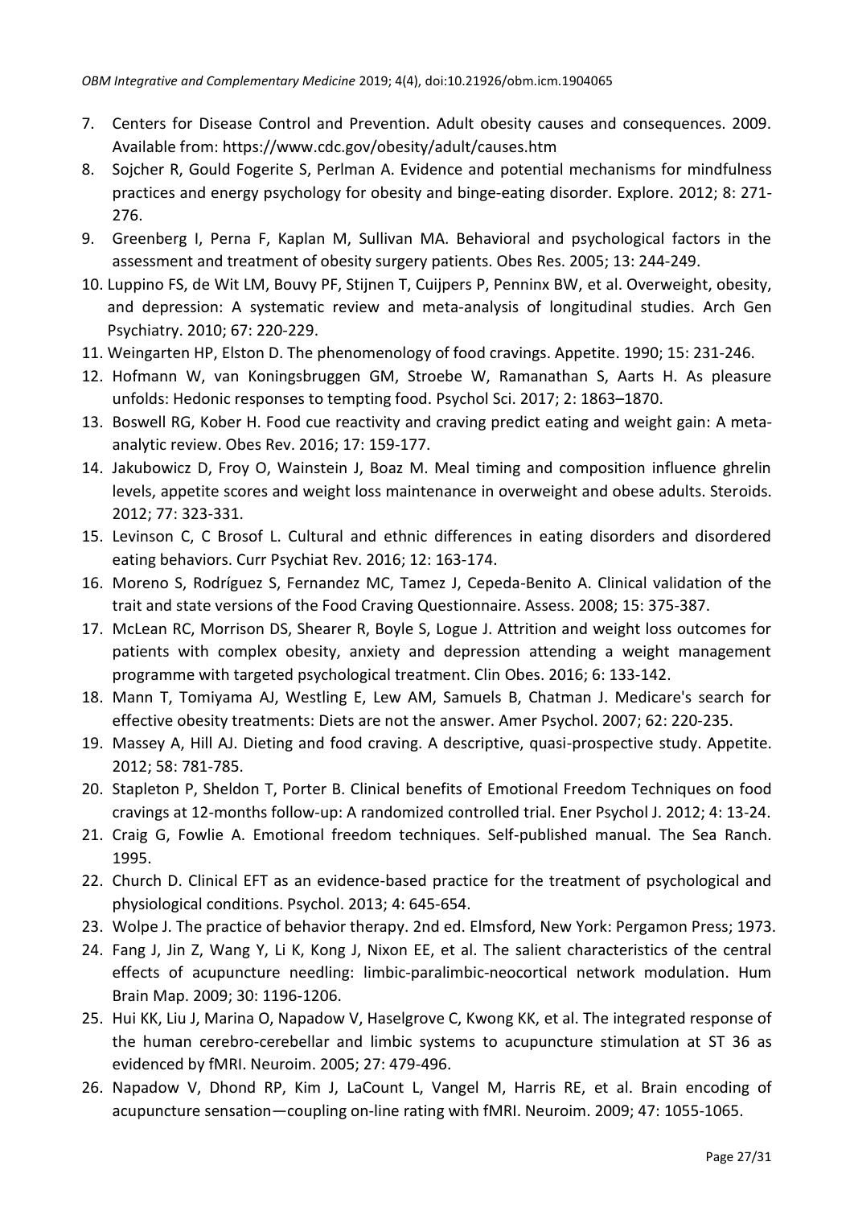7. Centers for Disease Control and Prevention. Adult obesity causes and consequences. 2009. Available from: https://www.cdc.gov/obesity/adult/causes.htm
8. Sojcher R, Gould Fogerite S, Perlman A. Evidence and potential mechanisms for mindfulness practices and energy psychology for obesity and binge-eating disorder. Explore. 2012; 8: 271-276.
9. Greenberg I, Perna F, Kaplan M, Sullivan MA. Behavioral and psychological factors in the assessment and treatment of obesity surgery patients. Obes Res. 2005; 13: 244-249.
10. Luppino FS, de Wit LM, Bouvy PF, Stijnen T, Cuijpers P, Penninx BW, et al. Overweight, obesity, and depression: A systematic review and meta-analysis of longitudinal studies. Arch Gen Psychiatry. 2010; 67: 220-229.
11. Weingarten HP, Elston D. The phenomenology of food cravings. Appetite. 1990; 15: 231-246.
12. Hofmann W, van Koningsbruggen GM, Stroebe W, Ramanathan S, Aarts H. As pleasure unfolds: Hedonic responses to tempting food. Psychol Sci. 2017; 2: 1863–1870.
13. Boswell RG, Kober H. Food cue reactivity and craving predict eating and weight gain: A meta-analytic review. Obes Rev. 2016; 17: 159-177.
14. Jakubowicz D, Froy O, Wainstein J, Boaz M. Meal timing and composition influence ghrelin levels, appetite scores and weight loss maintenance in overweight and obese adults. Steroids. 2012; 77: 323-331.
15. Levinson C, C Brosof L. Cultural and ethnic differences in eating disorders and disordered eating behaviors. Curr Psychiat Rev. 2016; 12: 163-174.
16. Moreno S, Rodríguez S, Fernandez MC, Tamez J, Cepeda-Benito A. Clinical validation of the trait and state versions of the Food Craving Questionnaire. Assess. 2008; 15: 375-387.
17. McLean RC, Morrison DS, Shearer R, Boyle S, Logue J. Attrition and weight loss outcomes for patients with complex obesity, anxiety and depression attending a weight management programme with targeted psychological treatment. Clin Obes. 2016; 6: 133-142.
18. Mann T, Tomiyama AJ, Westling E, Lew AM, Samuels B, Chatman J. Medicare's search for effective obesity treatments: Diets are not the answer. Amer Psychol. 2007; 62: 220-235.
19. Massey A, Hill AJ. Dieting and food craving. A descriptive, quasi-prospective study. Appetite. 2012; 58: 781-785.
20. Stapleton P, Sheldon T, Porter B. Clinical benefits of Emotional Freedom Techniques on food cravings at 12-months follow-up: A randomized controlled trial. Ener Psychol J. 2012; 4: 13-24.
21. Craig G, Fowlie A. Emotional freedom techniques. Self-published manual. The Sea Ranch. 1995.
22. Church D. Clinical EFT as an evidence-based practice for the treatment of psychological and physiological conditions. Psychol. 2013; 4: 645-654.
23. Wolpe J. The practice of behavior therapy. 2nd ed. Elmsford, New York: Pergamon Press; 1973.
24. Fang J, Jin Z, Wang Y, Li K, Kong J, Nixon EE, et al. The salient characteristics of the central effects of acupuncture needling: limbic-paralimbic-neocortical network modulation. Hum Brain Map. 2009; 30: 1196-1206.
25. Hui KK, Liu J, Marina O, Napadow V, Haselgrove C, Kwong KK, et al. The integrated response of the human cerebro-cerebellar and limbic systems to acupuncture stimulation at ST 36 as evidenced by fMRI. Neuroim. 2005; 27: 479-496.
26. Napadow V, Dhond RP, Kim J, LaCount L, Vangel M, Harris RE, et al. Brain encoding of acupuncture sensation—coupling on-line rating with fMRI. Neuroim. 2009; 47: 1055-1065.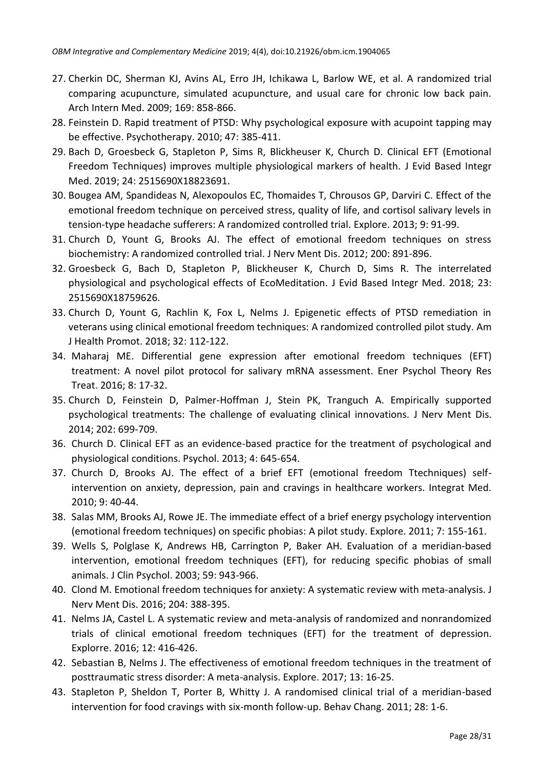27. Cherkin DC, Sherman KJ, Avins AL, Erro JH, Ichikawa L, Barlow WE, et al. A randomized trial comparing acupuncture, simulated acupuncture, and usual care for chronic low back pain. Arch Intern Med. 2009; 169: 858-866.
28. Feinstein D. Rapid treatment of PTSD: Why psychological exposure with acupoint tapping may be effective. Psychotherapy. 2010; 47: 385-411.
29. Bach D, Groesbeck G, Stapleton P, Sims R, Blickheuser K, Church D. Clinical EFT (Emotional Freedom Techniques) improves multiple physiological markers of health. J Evid Based Integr Med. 2019; 24: 2515690X18823691.
30. Bougea AM, Spandideas N, Alexopoulos EC, Thomaides T, Chrousos GP, Darviri C. Effect of the emotional freedom technique on perceived stress, quality of life, and cortisol salivary levels in tension-type headache sufferers: A randomized controlled trial. Explore. 2013; 9: 91-99.
31. Church D, Yount G, Brooks AJ. The effect of emotional freedom techniques on stress biochemistry: A randomized controlled trial. J Nerv Ment Dis. 2012; 200: 891-896.
32. Groesbeck G, Bach D, Stapleton P, Blickheuser K, Church D, Sims R. The interrelated physiological and psychological effects of EcoMeditation. J Evid Based Integr Med. 2018; 23: 2515690X18759626.
33. Church D, Yount G, Rachlin K, Fox L, Nelms J. Epigenetic effects of PTSD remediation in veterans using clinical emotional freedom techniques: A randomized controlled pilot study. Am J Health Promot. 2018; 32: 112-122.
34. Maharaj ME. Differential gene expression after emotional freedom techniques (EFT) treatment: A novel pilot protocol for salivary mRNA assessment. Ener Psychol Theory Res Treat. 2016; 8: 17-32.
35. Church D, Feinstein D, Palmer-Hoffman J, Stein PK, Tranguch A. Empirically supported psychological treatments: The challenge of evaluating clinical innovations. J Nerv Ment Dis. 2014; 202: 699-709.
36. Church D. Clinical EFT as an evidence-based practice for the treatment of psychological and physiological conditions. Psychol. 2013; 4: 645-654.
37. Church D, Brooks AJ. The effect of a brief EFT (emotional freedom Ttechniques) self-intervention on anxiety, depression, pain and cravings in healthcare workers. Integrat Med. 2010; 9: 40-44.
38. Salas MM, Brooks AJ, Rowe JE. The immediate effect of a brief energy psychology intervention (emotional freedom techniques) on specific phobias: A pilot study. Explore. 2011; 7: 155-161.
39. Wells S, Polglase K, Andrews HB, Carrington P, Baker AH. Evaluation of a meridian-based intervention, emotional freedom techniques (EFT), for reducing specific phobias of small animals. J Clin Psychol. 2003; 59: 943-966.
40. Clond M. Emotional freedom techniques for anxiety: A systematic review with meta-analysis. J Nerv Ment Dis. 2016; 204: 388-395.
41. Nelms JA, Castel L. A systematic review and meta-analysis of randomized and nonrandomized trials of clinical emotional freedom techniques (EFT) for the treatment of depression. Explorre. 2016; 12: 416-426.
42. Sebastian B, Nelms J. The effectiveness of emotional freedom techniques in the treatment of posttraumatic stress disorder: A meta-analysis. Explore. 2017; 13: 16-25.
43. Stapleton P, Sheldon T, Porter B, Whitty J. A randomised clinical trial of a meridian-based intervention for food cravings with six-month follow-up. Behav Chang. 2011; 28: 1-6.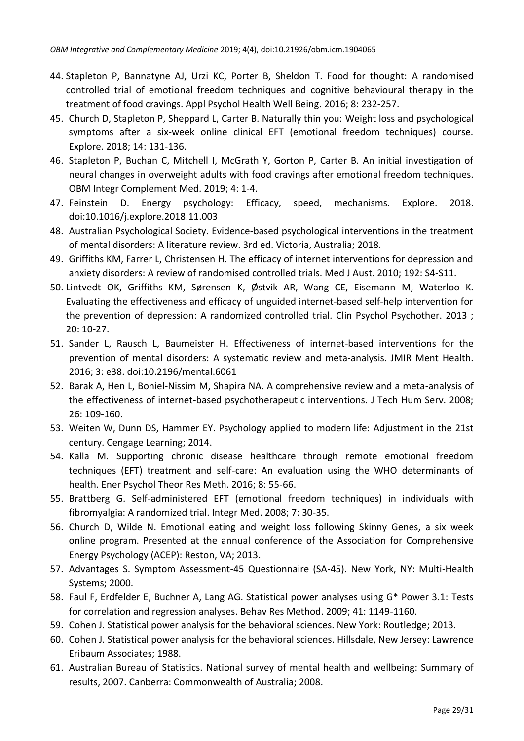44. Stapleton P, Bannatyne AJ, Urzi KC, Porter B, Sheldon T. Food for thought: A randomised controlled trial of emotional freedom techniques and cognitive behavioural therapy in the treatment of food cravings. Appl Psychol Health Well Being. 2016; 8: 232-257.
45. Church D, Stapleton P, Sheppard L, Carter B. Naturally thin you: Weight loss and psychological symptoms after a six-week online clinical EFT (emotional freedom techniques) course. Explore. 2018; 14: 131-136.
46. Stapleton P, Buchan C, Mitchell I, McGrath Y, Gorton P, Carter B. An initial investigation of neural changes in overweight adults with food cravings after emotional freedom techniques. OBM Integr Complement Med. 2019; 4: 1-4.
47. Feinstein D. Energy psychology: Efficacy, speed, mechanisms. Explore. 2018. doi:10.1016/j.explore.2018.11.003
48. Australian Psychological Society. Evidence-based psychological interventions in the treatment of mental disorders: A literature review. 3rd ed. Victoria, Australia; 2018.
49. Griffiths KM, Farrer L, Christensen H. The efficacy of internet interventions for depression and anxiety disorders: A review of randomised controlled trials. Med J Aust. 2010; 192: S4-S11.
50. Lintvedt OK, Griffiths KM, Sørensen K, Østvik AR, Wang CE, Eisemann M, Waterloo K. Evaluating the effectiveness and efficacy of unguided internet-based self-help intervention for the prevention of depression: A randomized controlled trial. Clin Psychol Psychother. 2013 ; 20: 10-27.
51. Sander L, Rausch L, Baumeister H. Effectiveness of internet-based interventions for the prevention of mental disorders: A systematic review and meta-analysis. JMIR Ment Health. 2016; 3: e38. doi:10.2196/mental.6061
52. Barak A, Hen L, Boniel-Nissim M, Shapira NA. A comprehensive review and a meta-analysis of the effectiveness of internet-based psychotherapeutic interventions. J Tech Hum Serv. 2008; 26: 109-160.
53. Weiten W, Dunn DS, Hammer EY. Psychology applied to modern life: Adjustment in the 21st century. Cengage Learning; 2014.
54. Kalla M. Supporting chronic disease healthcare through remote emotional freedom techniques (EFT) treatment and self-care: An evaluation using the WHO determinants of health. Ener Psychol Theor Res Meth. 2016; 8: 55-66.
55. Brattberg G. Self-administered EFT (emotional freedom techniques) in individuals with fibromyalgia: A randomized trial. Integr Med. 2008; 7: 30-35.
56. Church D, Wilde N. Emotional eating and weight loss following Skinny Genes, a six week online program. Presented at the annual conference of the Association for Comprehensive Energy Psychology (ACEP): Reston, VA; 2013.
57. Advantages S. Symptom Assessment-45 Questionnaire (SA-45). New York, NY: Multi-Health Systems; 2000.
58. Faul F, Erdfelder E, Buchner A, Lang AG. Statistical power analyses using G* Power 3.1: Tests for correlation and regression analyses. Behav Res Method. 2009; 41: 1149-1160.
59. Cohen J. Statistical power analysis for the behavioral sciences. New York: Routledge; 2013.
60. Cohen J. Statistical power analysis for the behavioral sciences. Hillsdale, New Jersey: Lawrence Eribaum Associates; 1988.
61. Australian Bureau of Statistics. National survey of mental health and wellbeing: Summary of results, 2007. Canberra: Commonwealth of Australia; 2008.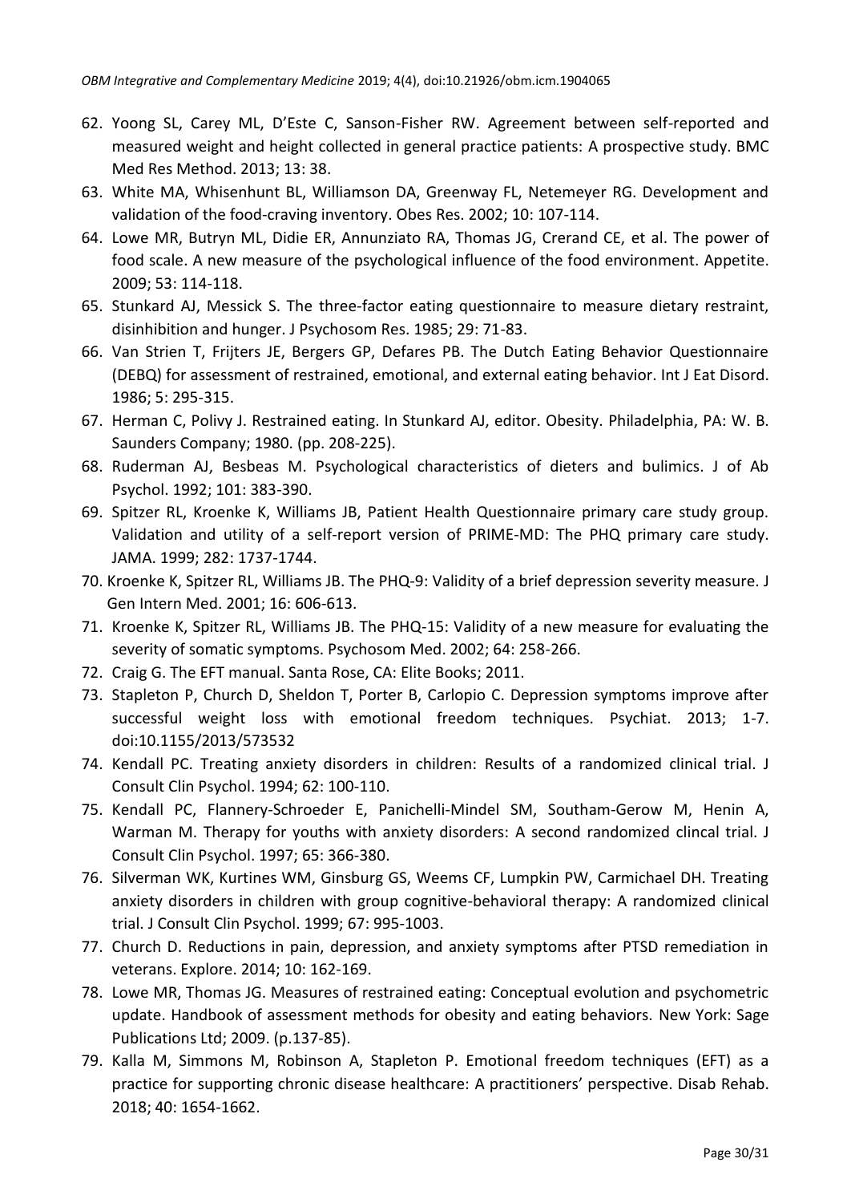62. Yoong SL, Carey ML, D'Este C, Sanson-Fisher RW. Agreement between self-reported and measured weight and height collected in general practice patients: A prospective study. BMC Med Res Method. 2013; 13: 38.
63. White MA, Whisenhunt BL, Williamson DA, Greenway FL, Netemeyer RG. Development and validation of the food-craving inventory. Obes Res. 2002; 10: 107-114.
64. Lowe MR, Butryn ML, Didie ER, Annunziato RA, Thomas JG, Crerand CE, et al. The power of food scale. A new measure of the psychological influence of the food environment. Appetite. 2009; 53: 114-118.
65. Stunkard AJ, Messick S. The three-factor eating questionnaire to measure dietary restraint, disinhibition and hunger. J Psychosom Res. 1985; 29: 71-83.
66. Van Strien T, Frijters JE, Bergers GP, Defares PB. The Dutch Eating Behavior Questionnaire (DEBQ) for assessment of restrained, emotional, and external eating behavior. Int J Eat Disord. 1986; 5: 295-315.
67. Herman C, Polivy J. Restrained eating. In Stunkard AJ, editor. Obesity. Philadelphia, PA: W. B. Saunders Company; 1980. (pp. 208-225).
68. Ruderman AJ, Besbeas M. Psychological characteristics of dieters and bulimics. J of Ab Psychol. 1992; 101: 383-390.
69. Spitzer RL, Kroenke K, Williams JB, Patient Health Questionnaire primary care study group. Validation and utility of a self-report version of PRIME-MD: The PHQ primary care study. JAMA. 1999; 282: 1737-1744.
70. Kroenke K, Spitzer RL, Williams JB. The PHQ-9: Validity of a brief depression severity measure. J Gen Intern Med. 2001; 16: 606-613.
71. Kroenke K, Spitzer RL, Williams JB. The PHQ-15: Validity of a new measure for evaluating the severity of somatic symptoms. Psychosom Med. 2002; 64: 258-266.
72. Craig G. The EFT manual. Santa Rose, CA: Elite Books; 2011.
73. Stapleton P, Church D, Sheldon T, Porter B, Carlopio C. Depression symptoms improve after successful weight loss with emotional freedom techniques. Psychiat. 2013; 1-7. doi:10.1155/2013/573532
74. Kendall PC. Treating anxiety disorders in children: Results of a randomized clinical trial. J Consult Clin Psychol. 1994; 62: 100-110.
75. Kendall PC, Flannery-Schroeder E, Panichelli-Mindel SM, Southam-Gerow M, Henin A, Warman M. Therapy for youths with anxiety disorders: A second randomized clincal trial. J Consult Clin Psychol. 1997; 65: 366-380.
76. Silverman WK, Kurtines WM, Ginsburg GS, Weems CF, Lumpkin PW, Carmichael DH. Treating anxiety disorders in children with group cognitive-behavioral therapy: A randomized clinical trial. J Consult Clin Psychol. 1999; 67: 995-1003.
77. Church D. Reductions in pain, depression, and anxiety symptoms after PTSD remediation in veterans. Explore. 2014; 10: 162-169.
78. Lowe MR, Thomas JG. Measures of restrained eating: Conceptual evolution and psychometric update. Handbook of assessment methods for obesity and eating behaviors. New York: Sage Publications Ltd; 2009. (p.137-85).
79. Kalla M, Simmons M, Robinson A, Stapleton P. Emotional freedom techniques (EFT) as a practice for supporting chronic disease healthcare: A practitioners' perspective. Disab Rehab. 2018; 40: 1654-1662.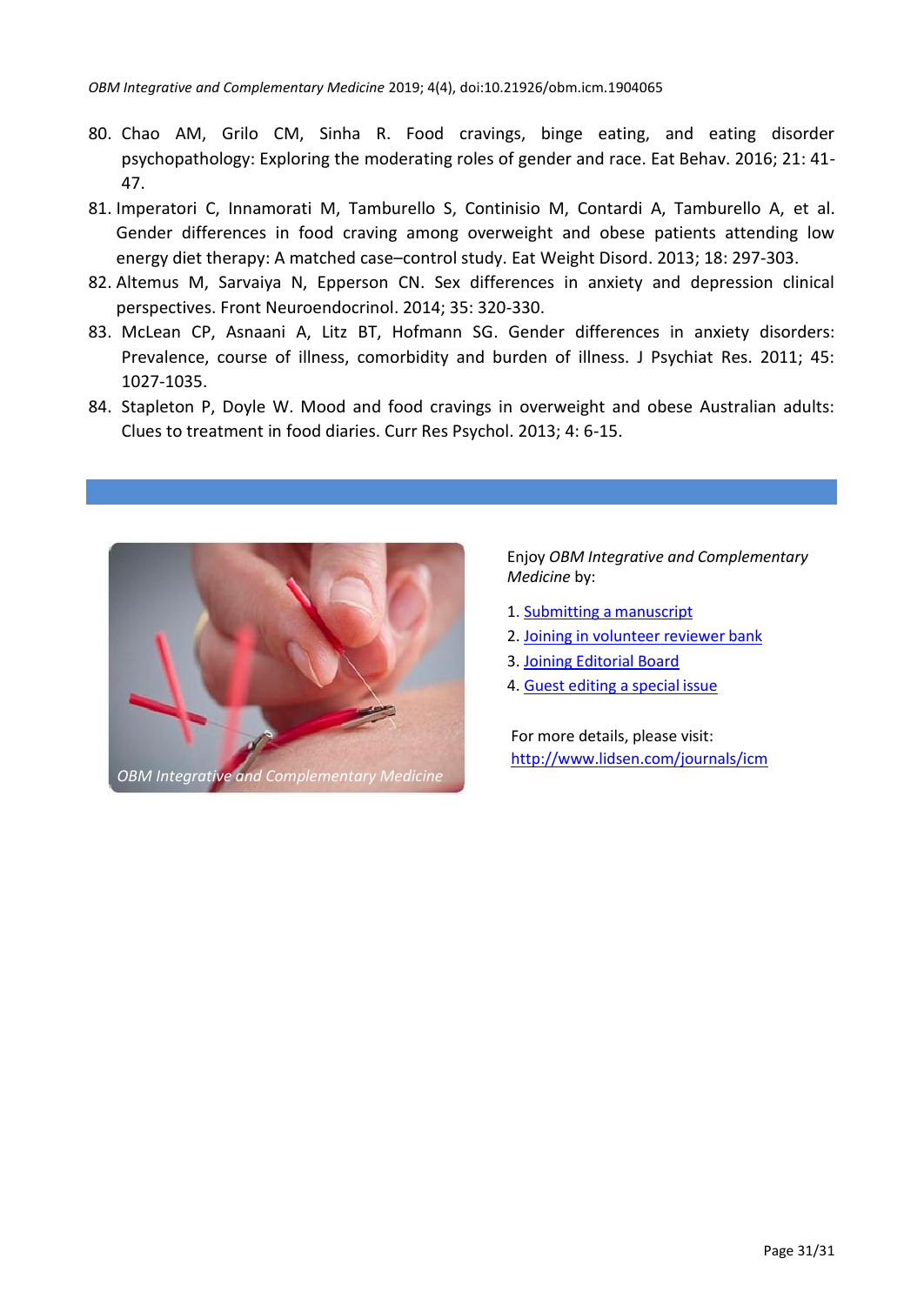80. Chao AM, Grilo CM, Sinha R. Food cravings, binge eating, and eating disorder psychopathology: Exploring the moderating roles of gender and race. Eat Behav. 2016; 21: 41-47.
81. Imperatori C, Innamorati M, Tamburello S, Continisio M, Contardi A, Tamburello A, et al. Gender differences in food craving among overweight and obese patients attending low energy diet therapy: A matched case–control study. Eat Weight Disord. 2013; 18: 297-303.
82. Altemus M, Sarvaiya N, Epperson CN. Sex differences in anxiety and depression clinical perspectives. Front Neuroendocrinol. 2014; 35: 320-330.
83. McLean CP, Asnaani A, Litz BT, Hofmann SG. Gender differences in anxiety disorders: Prevalence, course of illness, comorbidity and burden of illness. J Psychiat Res. 2011; 45: 1027-1035.
84. Stapleton P, Doyle W. Mood and food cravings in overweight and obese Australian adults: Clues to treatment in food diaries. Curr Res Psychol. 2013; 4: 6-15.

*OBM Integrative and Complementary Medicine*

Enjoy *OBM Integrative and Complementary Medicine* by:

1. Submitting a manuscript
2. Joining in volunteer reviewer bank
3. Joining Editorial Board
4. Guest editing a special issue

For more details, please visit:
http://www.lidsen.com/journals/icm